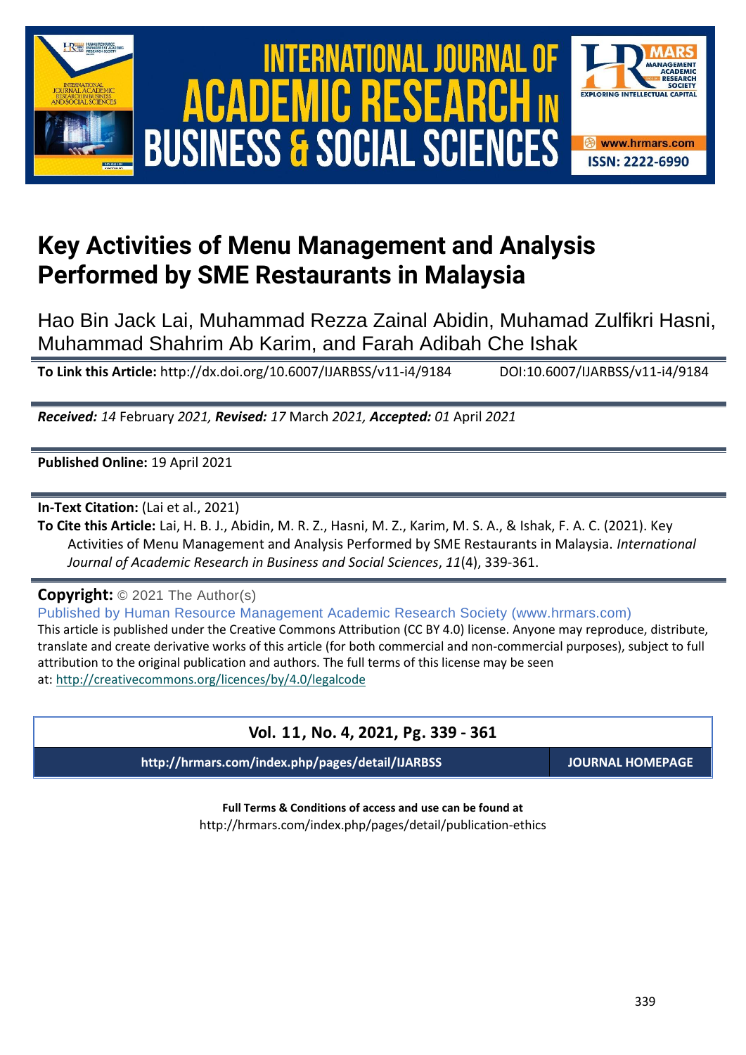# Key Activities of Menu Management and Analysis Performed by SME Restaurants in Malaysia

Hao Bin Jack Lai, Muhammad Rezza Zainal Abidin, Muhamad Zulfikri Hasni, Muhammad Shahrim Ab Karim, and Farah Adibah Che Ishak

**To Link this Article:** http://dx.doi.org/10.6007/IJARBSS/v11-i4/9184 DOI:10.6007/IJARBSS/v11-i4/9184

***Received:** 14* February *2021,* ***Revised:** 17* March *2021,* ***Accepted:** 01* April *2021*

**Published Online:** 19 April 2021

**In-Text Citation:** (Lai et al., 2021)

**To Cite this Article:** Lai, H. B. J., Abidin, M. R. Z., Hasni, M. Z., Karim, M. S. A., & Ishak, F. A. C. (2021). Key Activities of Menu Management and Analysis Performed by SME Restaurants in Malaysia. *International Journal of Academic Research in Business and Social Sciences*, *11*(4), 339-361.

**Copyright:** © 2021 The Author(s)

Published by Human Resource Management Academic Research Society (www.hrmars.com)

This article is published under the Creative Commons Attribution (CC BY 4.0) license. Anyone may reproduce, distribute, translate and create derivative works of this article (for both commercial and non-commercial purposes), subject to full attribution to the original publication and authors. The full terms of this license may be seen at: http://creativecommons.org/licences/by/4.0/legalcode

**Vol. 11, No. 4, 2021, Pg. 339 - 361**

**http://hrmars.com/index.php/pages/detail/IJARBSS** **JOURNAL HOMEPAGE**

**Full Terms & Conditions of access and use can be found at**

http://hrmars.com/index.php/pages/detail/publication-ethics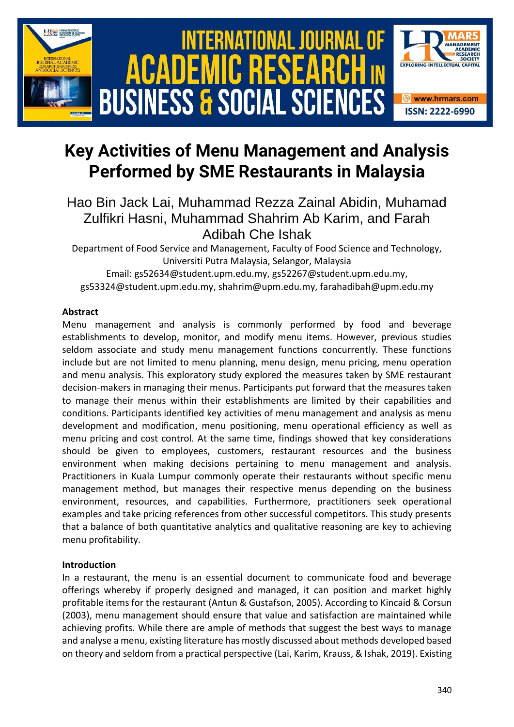# Key Activities of Menu Management and Analysis Performed by SME Restaurants in Malaysia

Hao Bin Jack Lai, Muhammad Rezza Zainal Abidin, Muhamad Zulfikri Hasni, Muhammad Shahrim Ab Karim, and Farah Adibah Che Ishak

Department of Food Service and Management, Faculty of Food Science and Technology, Universiti Putra Malaysia, Selangor, Malaysia

Email: gs52634@student.upm.edu.my, gs52267@student.upm.edu.my, gs53324@student.upm.edu.my, shahrim@upm.edu.my, farahadibah@upm.edu.my

**Abstract**

Menu management and analysis is commonly performed by food and beverage establishments to develop, monitor, and modify menu items. However, previous studies seldom associate and study menu management functions concurrently. These functions include but are not limited to menu planning, menu design, menu pricing, menu operation and menu analysis. This exploratory study explored the measures taken by SME restaurant decision-makers in managing their menus. Participants put forward that the measures taken to manage their menus within their establishments are limited by their capabilities and conditions. Participants identified key activities of menu management and analysis as menu development and modification, menu positioning, menu operational efficiency as well as menu pricing and cost control. At the same time, findings showed that key considerations should be given to employees, customers, restaurant resources and the business environment when making decisions pertaining to menu management and analysis. Practitioners in Kuala Lumpur commonly operate their restaurants without specific menu management method, but manages their respective menus depending on the business environment, resources, and capabilities. Furthermore, practitioners seek operational examples and take pricing references from other successful competitors. This study presents that a balance of both quantitative analytics and qualitative reasoning are key to achieving menu profitability.

**Introduction**

In a restaurant, the menu is an essential document to communicate food and beverage offerings whereby if properly designed and managed, it can position and market highly profitable items for the restaurant (Antun & Gustafson, 2005). According to Kincaid & Corsun (2003), menu management should ensure that value and satisfaction are maintained while achieving profits. While there are ample of methods that suggest the best ways to manage and analyse a menu, existing literature has mostly discussed about methods developed based on theory and seldom from a practical perspective (Lai, Karim, Krauss, & Ishak, 2019). Existing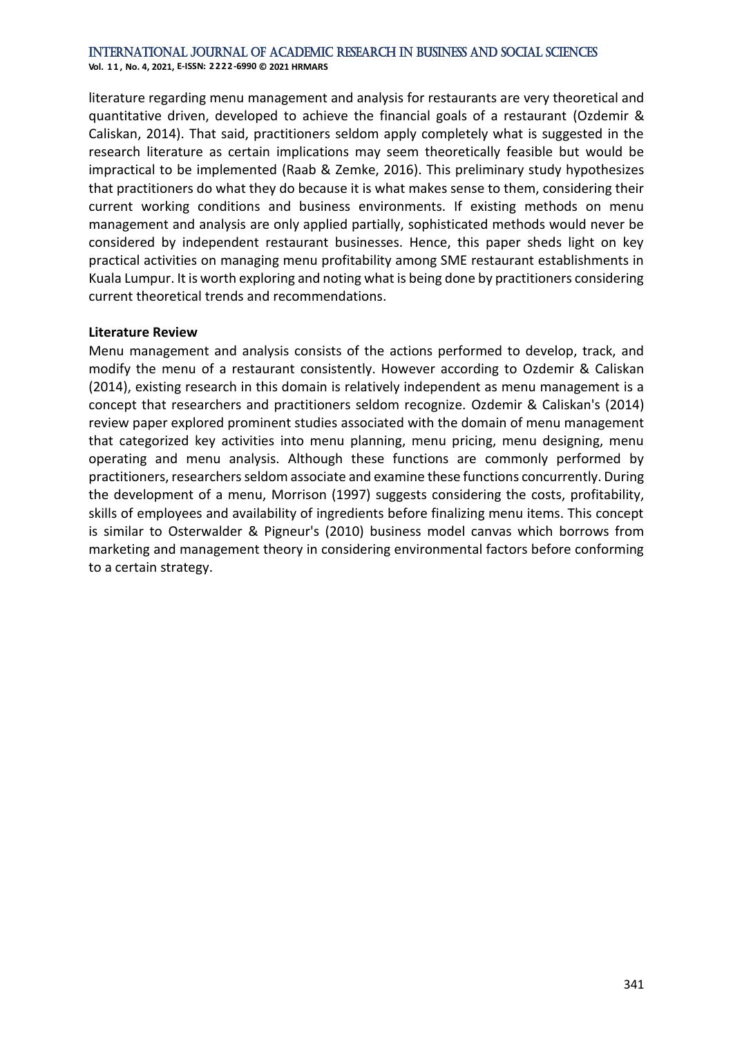literature regarding menu management and analysis for restaurants are very theoretical and quantitative driven, developed to achieve the financial goals of a restaurant (Ozdemir & Caliskan, 2014). That said, practitioners seldom apply completely what is suggested in the research literature as certain implications may seem theoretically feasible but would be impractical to be implemented (Raab & Zemke, 2016). This preliminary study hypothesizes that practitioners do what they do because it is what makes sense to them, considering their current working conditions and business environments. If existing methods on menu management and analysis are only applied partially, sophisticated methods would never be considered by independent restaurant businesses. Hence, this paper sheds light on key practical activities on managing menu profitability among SME restaurant establishments in Kuala Lumpur. It is worth exploring and noting what is being done by practitioners considering current theoretical trends and recommendations.

**Literature Review**

Menu management and analysis consists of the actions performed to develop, track, and modify the menu of a restaurant consistently. However according to Ozdemir & Caliskan (2014), existing research in this domain is relatively independent as menu management is a concept that researchers and practitioners seldom recognize. Ozdemir & Caliskan's (2014) review paper explored prominent studies associated with the domain of menu management that categorized key activities into menu planning, menu pricing, menu designing, menu operating and menu analysis. Although these functions are commonly performed by practitioners, researchers seldom associate and examine these functions concurrently. During the development of a menu, Morrison (1997) suggests considering the costs, profitability, skills of employees and availability of ingredients before finalizing menu items. This concept is similar to Osterwalder & Pigneur's (2010) business model canvas which borrows from marketing and management theory in considering environmental factors before conforming to a certain strategy.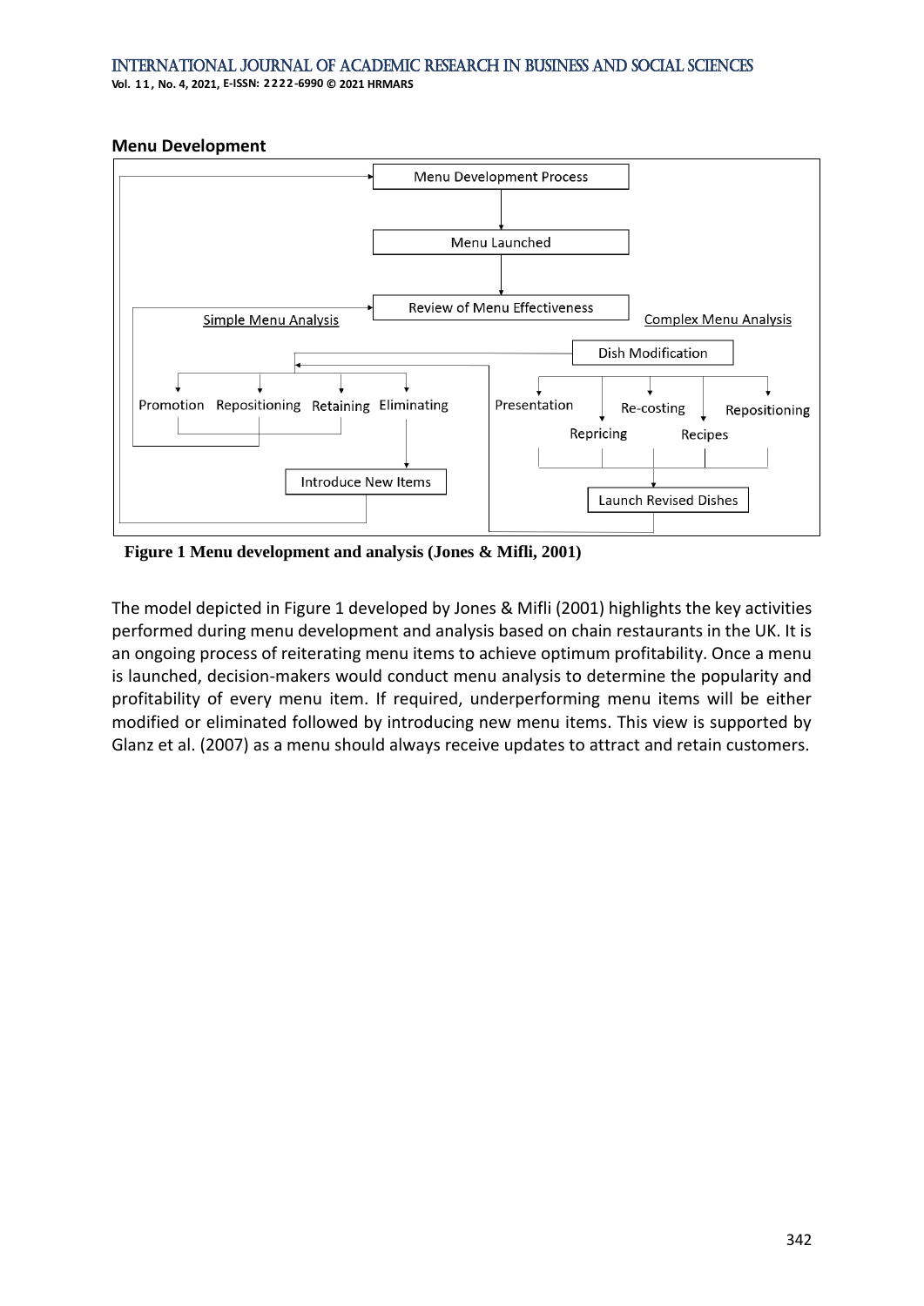**Menu Development**

**Figure 1 Menu development and analysis (Jones & Mifli, 2001)**

The model depicted in Figure 1 developed by Jones & Mifli (2001) highlights the key activities performed during menu development and analysis based on chain restaurants in the UK. It is an ongoing process of reiterating menu items to achieve optimum profitability. Once a menu is launched, decision-makers would conduct menu analysis to determine the popularity and profitability of every menu item. If required, underperforming menu items will be either modified or eliminated followed by introducing new menu items. This view is supported by Glanz et al. (2007) as a menu should always receive updates to attract and retain customers.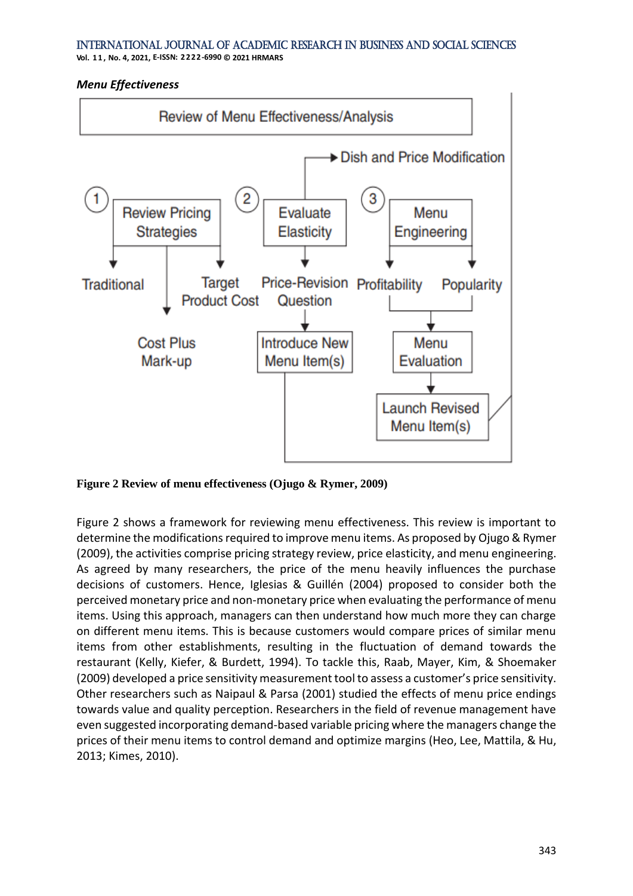*Menu Effectiveness*

**Figure 2 Review of menu effectiveness (Ojugo & Rymer, 2009)**

Figure 2 shows a framework for reviewing menu effectiveness. This review is important to determine the modifications required to improve menu items. As proposed by Ojugo & Rymer (2009), the activities comprise pricing strategy review, price elasticity, and menu engineering. As agreed by many researchers, the price of the menu heavily influences the purchase decisions of customers. Hence, Iglesias & Guillén (2004) proposed to consider both the perceived monetary price and non-monetary price when evaluating the performance of menu items. Using this approach, managers can then understand how much more they can charge on different menu items. This is because customers would compare prices of similar menu items from other establishments, resulting in the fluctuation of demand towards the restaurant (Kelly, Kiefer, & Burdett, 1994). To tackle this, Raab, Mayer, Kim, & Shoemaker (2009) developed a price sensitivity measurement tool to assess a customer's price sensitivity. Other researchers such as Naipaul & Parsa (2001) studied the effects of menu price endings towards value and quality perception. Researchers in the field of revenue management have even suggested incorporating demand-based variable pricing where the managers change the prices of their menu items to control demand and optimize margins (Heo, Lee, Mattila, & Hu, 2013; Kimes, 2010).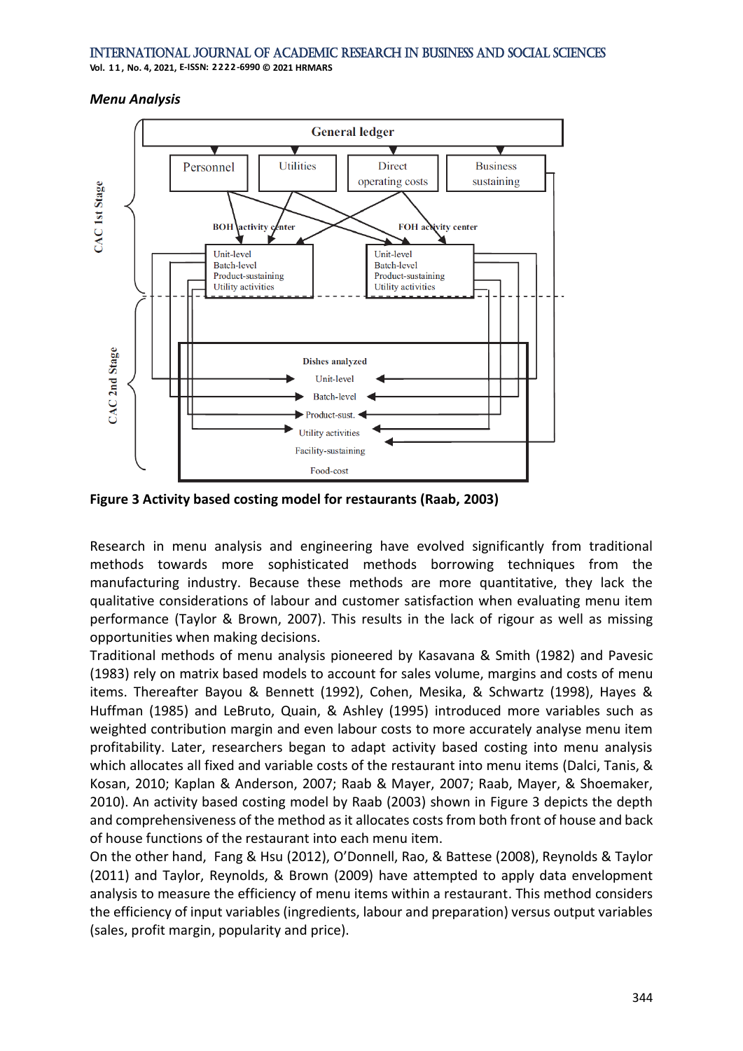*Menu Analysis*

**Figure 3 Activity based costing model for restaurants (Raab, 2003)**

Research in menu analysis and engineering have evolved significantly from traditional methods towards more sophisticated methods borrowing techniques from the manufacturing industry. Because these methods are more quantitative, they lack the qualitative considerations of labour and customer satisfaction when evaluating menu item performance (Taylor & Brown, 2007). This results in the lack of rigour as well as missing opportunities when making decisions.

Traditional methods of menu analysis pioneered by Kasavana & Smith (1982) and Pavesic (1983) rely on matrix based models to account for sales volume, margins and costs of menu items. Thereafter Bayou & Bennett (1992), Cohen, Mesika, & Schwartz (1998), Hayes & Huffman (1985) and LeBruto, Quain, & Ashley (1995) introduced more variables such as weighted contribution margin and even labour costs to more accurately analyse menu item profitability. Later, researchers began to adapt activity based costing into menu analysis which allocates all fixed and variable costs of the restaurant into menu items (Dalci, Tanis, & Kosan, 2010; Kaplan & Anderson, 2007; Raab & Mayer, 2007; Raab, Mayer, & Shoemaker, 2010). An activity based costing model by Raab (2003) shown in Figure 3 depicts the depth and comprehensiveness of the method as it allocates costs from both front of house and back of house functions of the restaurant into each menu item.

On the other hand, Fang & Hsu (2012), O'Donnell, Rao, & Battese (2008), Reynolds & Taylor (2011) and Taylor, Reynolds, & Brown (2009) have attempted to apply data envelopment analysis to measure the efficiency of menu items within a restaurant. This method considers the efficiency of input variables (ingredients, labour and preparation) versus output variables (sales, profit margin, popularity and price).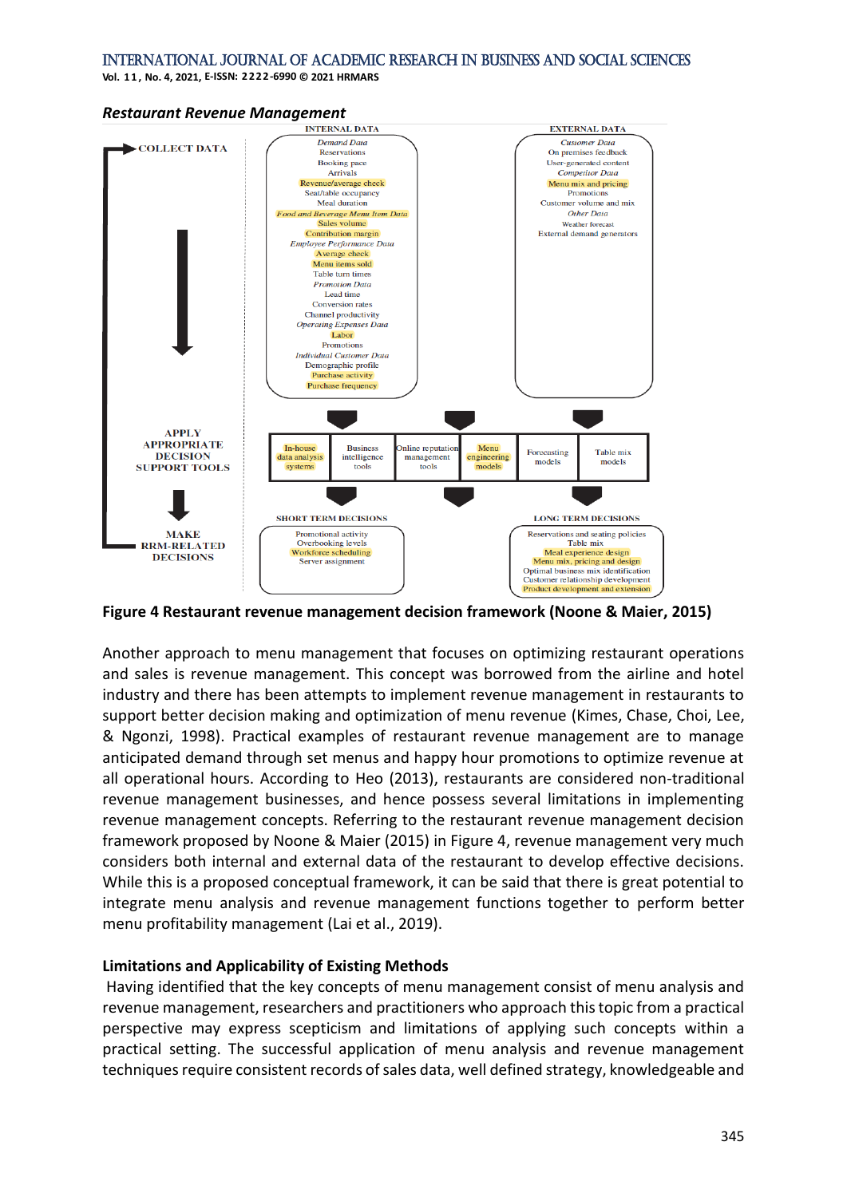*Restaurant Revenue Management*

**INTERNAL DATA**

*Demand Data*
- Reservations
- Booking pace
- Arrivals
- Revenue/average check
- Seat/table occupancy
- Meal duration

*Food and Beverage Menu Item Data*
- Sales volume
- Contribution margin

*Employee Performance Data*
- Average check
- Menu items sold
- Table turn times

*Promotion Data*
- Lead time
- Conversion rates
- Channel productivity

*Operating Expenses Data*
- Labor
- Promotions

*Individual Customer Data*
- Demographic profile
- Purchase activity
- Purchase frequency

**EXTERNAL DATA**

*Customer Data*
- On premises feedback
- User-generated content

*Competitor Data*
- Menu mix and pricing
- Promotions
- Customer volume and mix

*Other Data*
- Weather forecast
- External demand generators

COLLECT DATA → APPLY APPROPRIATE DECISION SUPPORT TOOLS → MAKE RRM-RELATED DECISIONS

| In-house data analysis systems | Business intelligence tools | Online reputation management tools | Menu engineering models | Forecasting models | Table mix models |
|---|---|---|---|---|---|

**SHORT TERM DECISIONS**
- Promotional activity
- Overbooking levels
- Workforce scheduling
- Server assignment

**LONG TERM DECISIONS**
- Reservations and seating policies
- Table mix
- Meal experience design
- Menu mix, pricing and design
- Optimal business mix identification
- Customer relationship development
- Product development and extension

**Figure 4 Restaurant revenue management decision framework (Noone & Maier, 2015)**

Another approach to menu management that focuses on optimizing restaurant operations and sales is revenue management. This concept was borrowed from the airline and hotel industry and there has been attempts to implement revenue management in restaurants to support better decision making and optimization of menu revenue (Kimes, Chase, Choi, Lee, & Ngonzi, 1998). Practical examples of restaurant revenue management are to manage anticipated demand through set menus and happy hour promotions to optimize revenue at all operational hours. According to Heo (2013), restaurants are considered non-traditional revenue management businesses, and hence possess several limitations in implementing revenue management concepts. Referring to the restaurant revenue management decision framework proposed by Noone & Maier (2015) in Figure 4, revenue management very much considers both internal and external data of the restaurant to develop effective decisions. While this is a proposed conceptual framework, it can be said that there is great potential to integrate menu analysis and revenue management functions together to perform better menu profitability management (Lai et al., 2019).

**Limitations and Applicability of Existing Methods**

Having identified that the key concepts of menu management consist of menu analysis and revenue management, researchers and practitioners who approach this topic from a practical perspective may express scepticism and limitations of applying such concepts within a practical setting. The successful application of menu analysis and revenue management techniques require consistent records of sales data, well defined strategy, knowledgeable and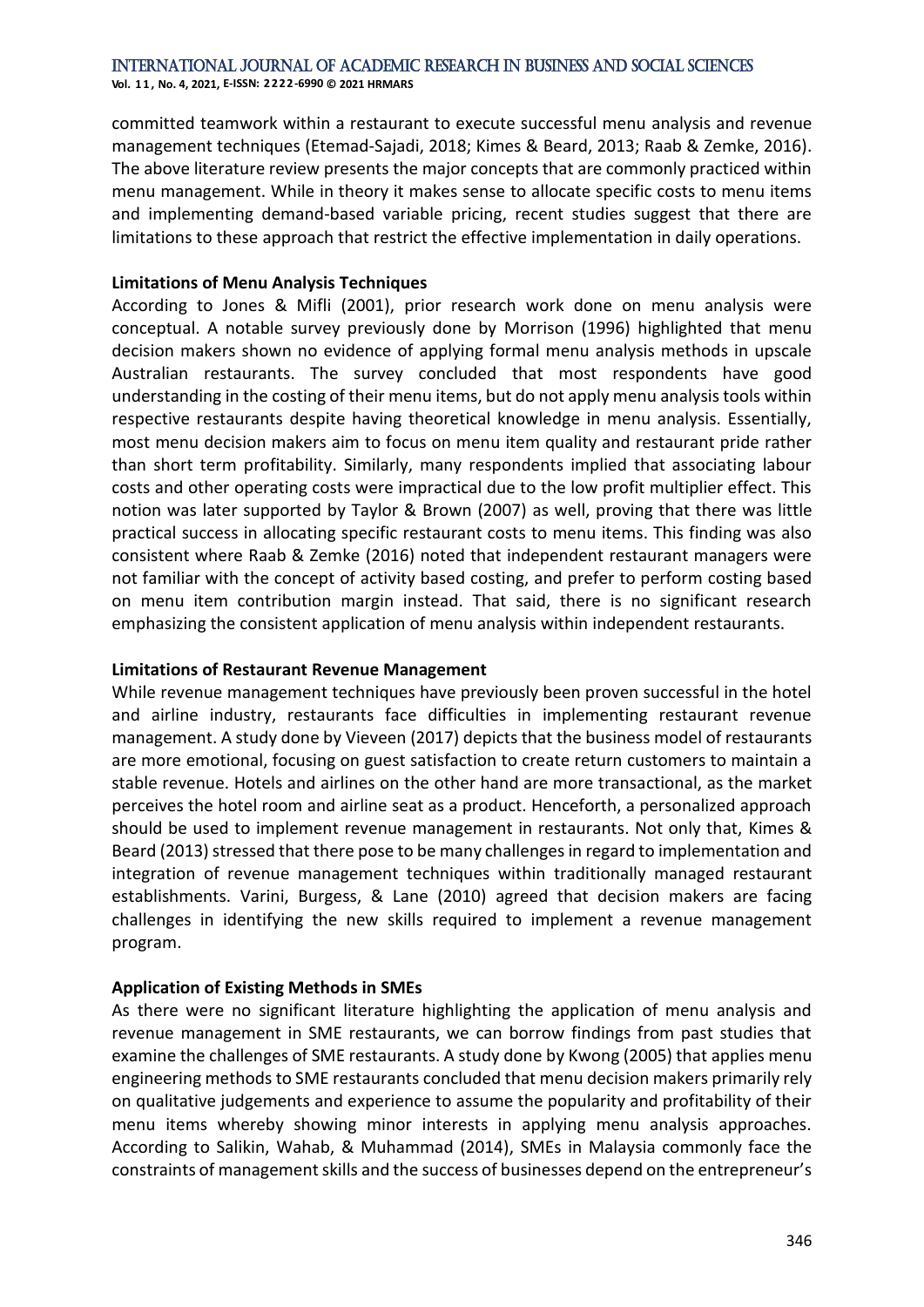committed teamwork within a restaurant to execute successful menu analysis and revenue management techniques (Etemad-Sajadi, 2018; Kimes & Beard, 2013; Raab & Zemke, 2016). The above literature review presents the major concepts that are commonly practiced within menu management. While in theory it makes sense to allocate specific costs to menu items and implementing demand-based variable pricing, recent studies suggest that there are limitations to these approach that restrict the effective implementation in daily operations.

**Limitations of Menu Analysis Techniques**

According to Jones & Mifli (2001), prior research work done on menu analysis were conceptual. A notable survey previously done by Morrison (1996) highlighted that menu decision makers shown no evidence of applying formal menu analysis methods in upscale Australian restaurants. The survey concluded that most respondents have good understanding in the costing of their menu items, but do not apply menu analysis tools within respective restaurants despite having theoretical knowledge in menu analysis. Essentially, most menu decision makers aim to focus on menu item quality and restaurant pride rather than short term profitability. Similarly, many respondents implied that associating labour costs and other operating costs were impractical due to the low profit multiplier effect. This notion was later supported by Taylor & Brown (2007) as well, proving that there was little practical success in allocating specific restaurant costs to menu items. This finding was also consistent where Raab & Zemke (2016) noted that independent restaurant managers were not familiar with the concept of activity based costing, and prefer to perform costing based on menu item contribution margin instead. That said, there is no significant research emphasizing the consistent application of menu analysis within independent restaurants.

**Limitations of Restaurant Revenue Management**

While revenue management techniques have previously been proven successful in the hotel and airline industry, restaurants face difficulties in implementing restaurant revenue management. A study done by Vieveen (2017) depicts that the business model of restaurants are more emotional, focusing on guest satisfaction to create return customers to maintain a stable revenue. Hotels and airlines on the other hand are more transactional, as the market perceives the hotel room and airline seat as a product. Henceforth, a personalized approach should be used to implement revenue management in restaurants. Not only that, Kimes & Beard (2013) stressed that there pose to be many challenges in regard to implementation and integration of revenue management techniques within traditionally managed restaurant establishments. Varini, Burgess, & Lane (2010) agreed that decision makers are facing challenges in identifying the new skills required to implement a revenue management program.

**Application of Existing Methods in SMEs**

As there were no significant literature highlighting the application of menu analysis and revenue management in SME restaurants, we can borrow findings from past studies that examine the challenges of SME restaurants. A study done by Kwong (2005) that applies menu engineering methods to SME restaurants concluded that menu decision makers primarily rely on qualitative judgements and experience to assume the popularity and profitability of their menu items whereby showing minor interests in applying menu analysis approaches. According to Salikin, Wahab, & Muhammad (2014), SMEs in Malaysia commonly face the constraints of management skills and the success of businesses depend on the entrepreneur's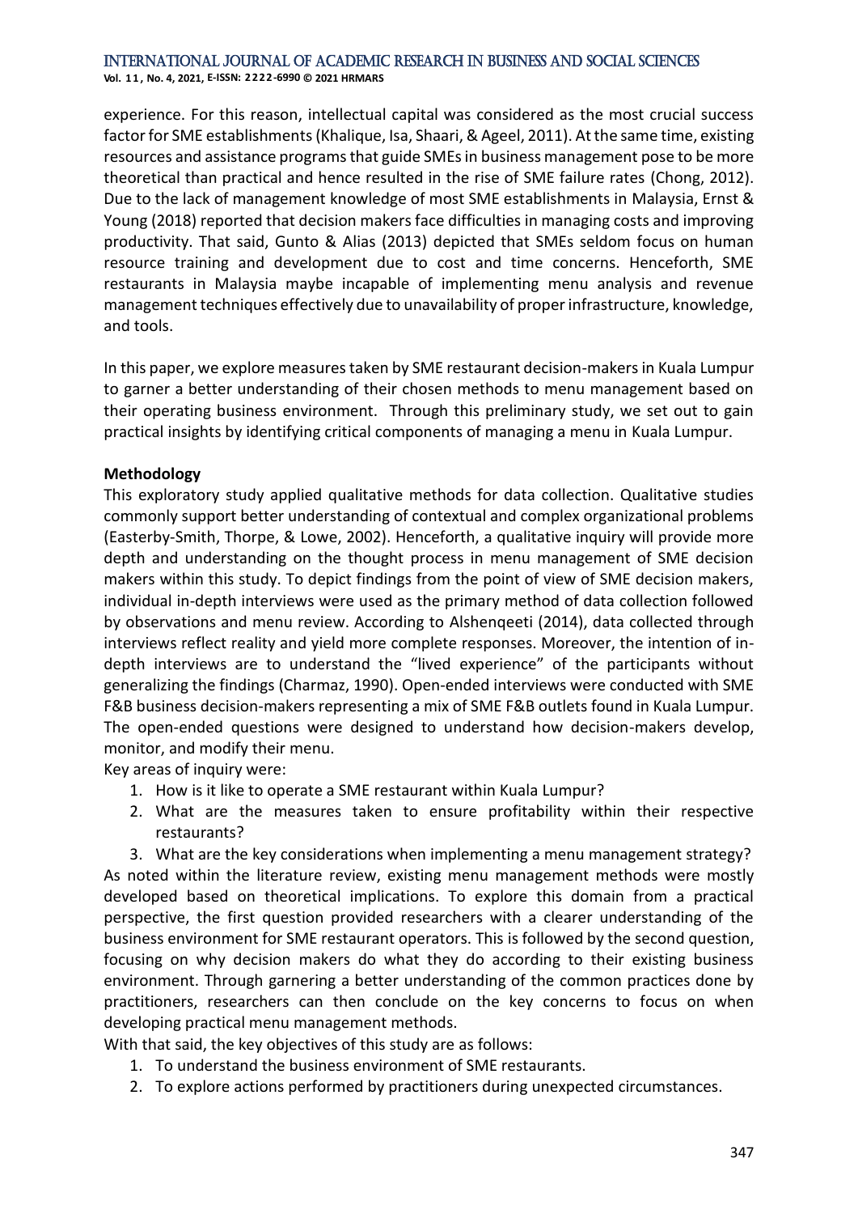experience. For this reason, intellectual capital was considered as the most crucial success factor for SME establishments (Khalique, Isa, Shaari, & Ageel, 2011). At the same time, existing resources and assistance programs that guide SMEs in business management pose to be more theoretical than practical and hence resulted in the rise of SME failure rates (Chong, 2012). Due to the lack of management knowledge of most SME establishments in Malaysia, Ernst & Young (2018) reported that decision makers face difficulties in managing costs and improving productivity. That said, Gunto & Alias (2013) depicted that SMEs seldom focus on human resource training and development due to cost and time concerns. Henceforth, SME restaurants in Malaysia maybe incapable of implementing menu analysis and revenue management techniques effectively due to unavailability of proper infrastructure, knowledge, and tools.

In this paper, we explore measures taken by SME restaurant decision-makers in Kuala Lumpur to garner a better understanding of their chosen methods to menu management based on their operating business environment. Through this preliminary study, we set out to gain practical insights by identifying critical components of managing a menu in Kuala Lumpur.

## Methodology

This exploratory study applied qualitative methods for data collection. Qualitative studies commonly support better understanding of contextual and complex organizational problems (Easterby-Smith, Thorpe, & Lowe, 2002). Henceforth, a qualitative inquiry will provide more depth and understanding on the thought process in menu management of SME decision makers within this study. To depict findings from the point of view of SME decision makers, individual in-depth interviews were used as the primary method of data collection followed by observations and menu review. According to Alshenqeeti (2014), data collected through interviews reflect reality and yield more complete responses. Moreover, the intention of in-depth interviews are to understand the "lived experience" of the participants without generalizing the findings (Charmaz, 1990). Open-ended interviews were conducted with SME F&B business decision-makers representing a mix of SME F&B outlets found in Kuala Lumpur. The open-ended questions were designed to understand how decision-makers develop, monitor, and modify their menu.

Key areas of inquiry were:

1. How is it like to operate a SME restaurant within Kuala Lumpur?
2. What are the measures taken to ensure profitability within their respective restaurants?
3. What are the key considerations when implementing a menu management strategy?

As noted within the literature review, existing menu management methods were mostly developed based on theoretical implications. To explore this domain from a practical perspective, the first question provided researchers with a clearer understanding of the business environment for SME restaurant operators. This is followed by the second question, focusing on why decision makers do what they do according to their existing business environment. Through garnering a better understanding of the common practices done by practitioners, researchers can then conclude on the key concerns to focus on when developing practical menu management methods.

With that said, the key objectives of this study are as follows:

1. To understand the business environment of SME restaurants.
2. To explore actions performed by practitioners during unexpected circumstances.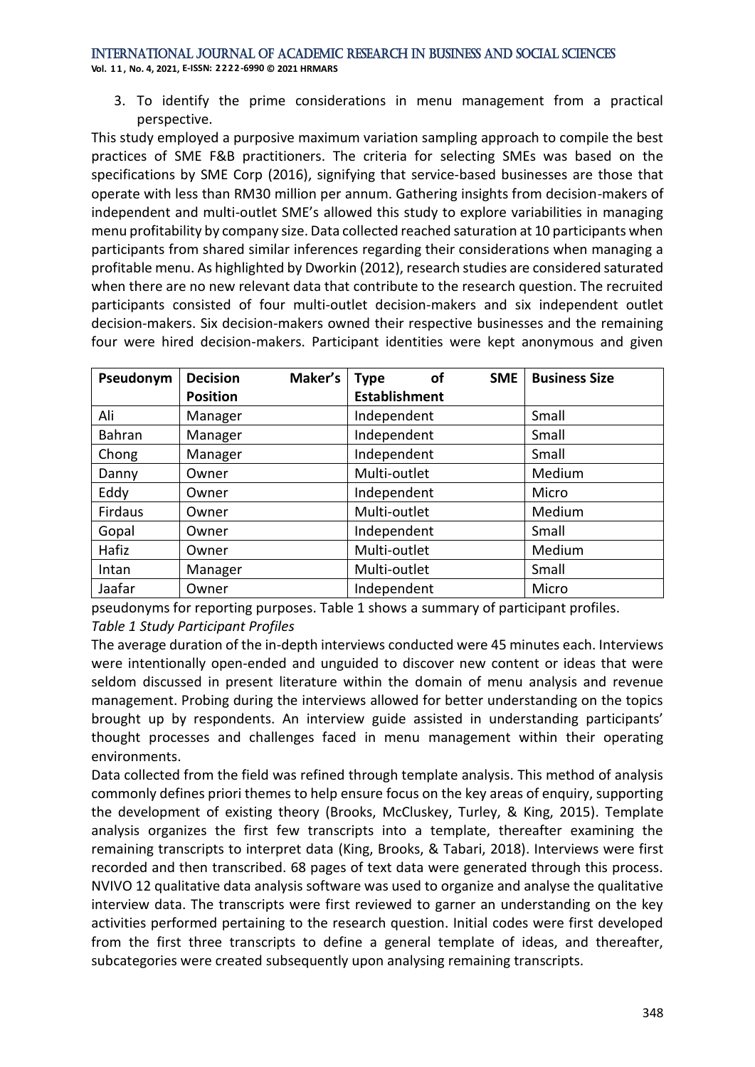3. To identify the prime considerations in menu management from a practical perspective.

This study employed a purposive maximum variation sampling approach to compile the best practices of SME F&B practitioners. The criteria for selecting SMEs was based on the specifications by SME Corp (2016), signifying that service-based businesses are those that operate with less than RM30 million per annum. Gathering insights from decision-makers of independent and multi-outlet SME's allowed this study to explore variabilities in managing menu profitability by company size. Data collected reached saturation at 10 participants when participants from shared similar inferences regarding their considerations when managing a profitable menu. As highlighted by Dworkin (2012), research studies are considered saturated when there are no new relevant data that contribute to the research question. The recruited participants consisted of four multi-outlet decision-makers and six independent outlet decision-makers. Six decision-makers owned their respective businesses and the remaining four were hired decision-makers. Participant identities were kept anonymous and given pseudonyms for reporting purposes. Table 1 shows a summary of participant profiles.

| Pseudonym | Decision Maker's Position | Type of SME Establishment | Business Size |
|---|---|---|---|
| Ali | Manager | Independent | Small |
| Bahran | Manager | Independent | Small |
| Chong | Manager | Independent | Small |
| Danny | Owner | Multi-outlet | Medium |
| Eddy | Owner | Independent | Micro |
| Firdaus | Owner | Multi-outlet | Medium |
| Gopal | Owner | Independent | Small |
| Hafiz | Owner | Multi-outlet | Medium |
| Intan | Manager | Multi-outlet | Small |
| Jaafar | Owner | Independent | Micro |

*Table 1 Study Participant Profiles*

The average duration of the in-depth interviews conducted were 45 minutes each. Interviews were intentionally open-ended and unguided to discover new content or ideas that were seldom discussed in present literature within the domain of menu analysis and revenue management. Probing during the interviews allowed for better understanding on the topics brought up by respondents. An interview guide assisted in understanding participants' thought processes and challenges faced in menu management within their operating environments.

Data collected from the field was refined through template analysis. This method of analysis commonly defines priori themes to help ensure focus on the key areas of enquiry, supporting the development of existing theory (Brooks, McCluskey, Turley, & King, 2015). Template analysis organizes the first few transcripts into a template, thereafter examining the remaining transcripts to interpret data (King, Brooks, & Tabari, 2018). Interviews were first recorded and then transcribed. 68 pages of text data were generated through this process. NVIVO 12 qualitative data analysis software was used to organize and analyse the qualitative interview data. The transcripts were first reviewed to garner an understanding on the key activities performed pertaining to the research question. Initial codes were first developed from the first three transcripts to define a general template of ideas, and thereafter, subcategories were created subsequently upon analysing remaining transcripts.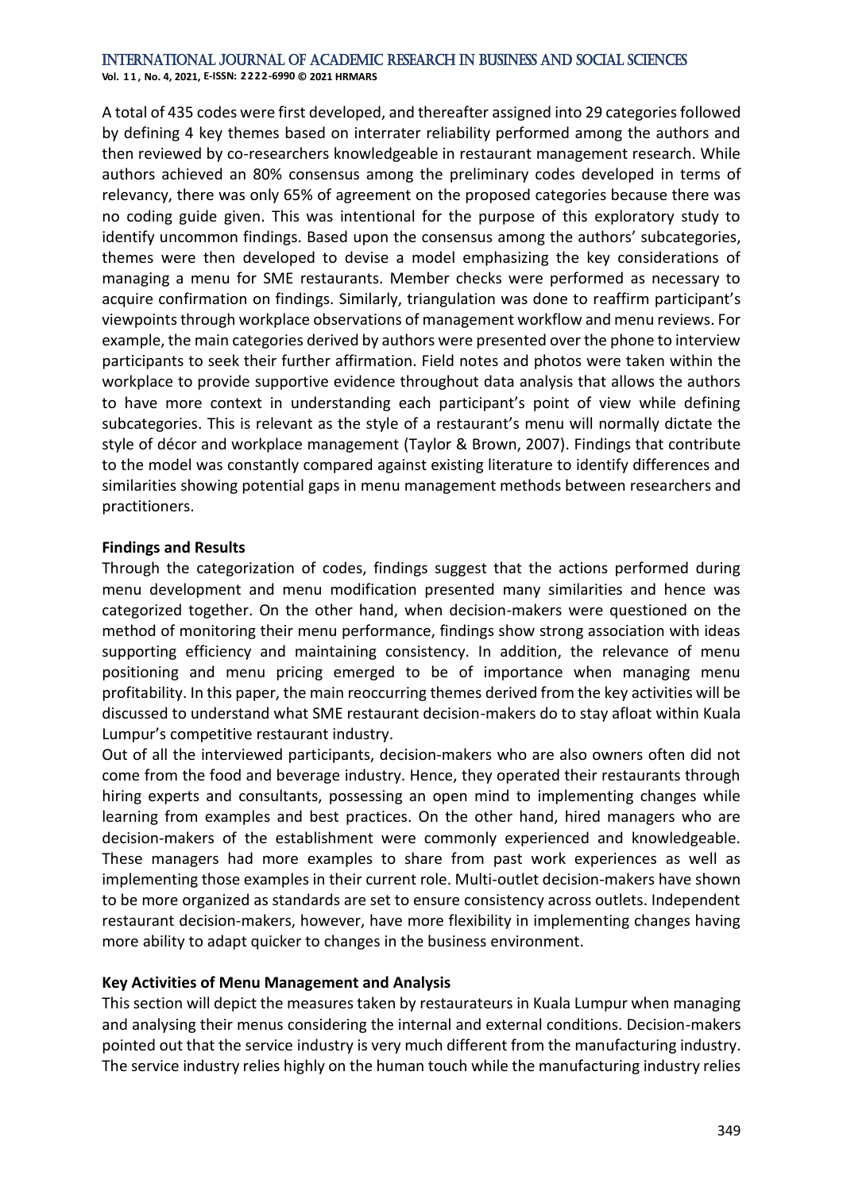A total of 435 codes were first developed, and thereafter assigned into 29 categories followed by defining 4 key themes based on interrater reliability performed among the authors and then reviewed by co-researchers knowledgeable in restaurant management research. While authors achieved an 80% consensus among the preliminary codes developed in terms of relevancy, there was only 65% of agreement on the proposed categories because there was no coding guide given. This was intentional for the purpose of this exploratory study to identify uncommon findings. Based upon the consensus among the authors' subcategories, themes were then developed to devise a model emphasizing the key considerations of managing a menu for SME restaurants. Member checks were performed as necessary to acquire confirmation on findings. Similarly, triangulation was done to reaffirm participant's viewpoints through workplace observations of management workflow and menu reviews. For example, the main categories derived by authors were presented over the phone to interview participants to seek their further affirmation. Field notes and photos were taken within the workplace to provide supportive evidence throughout data analysis that allows the authors to have more context in understanding each participant's point of view while defining subcategories. This is relevant as the style of a restaurant's menu will normally dictate the style of décor and workplace management (Taylor & Brown, 2007). Findings that contribute to the model was constantly compared against existing literature to identify differences and similarities showing potential gaps in menu management methods between researchers and practitioners.

**Findings and Results**

Through the categorization of codes, findings suggest that the actions performed during menu development and menu modification presented many similarities and hence was categorized together. On the other hand, when decision-makers were questioned on the method of monitoring their menu performance, findings show strong association with ideas supporting efficiency and maintaining consistency. In addition, the relevance of menu positioning and menu pricing emerged to be of importance when managing menu profitability. In this paper, the main reoccurring themes derived from the key activities will be discussed to understand what SME restaurant decision-makers do to stay afloat within Kuala Lumpur's competitive restaurant industry.

Out of all the interviewed participants, decision-makers who are also owners often did not come from the food and beverage industry. Hence, they operated their restaurants through hiring experts and consultants, possessing an open mind to implementing changes while learning from examples and best practices. On the other hand, hired managers who are decision-makers of the establishment were commonly experienced and knowledgeable. These managers had more examples to share from past work experiences as well as implementing those examples in their current role. Multi-outlet decision-makers have shown to be more organized as standards are set to ensure consistency across outlets. Independent restaurant decision-makers, however, have more flexibility in implementing changes having more ability to adapt quicker to changes in the business environment.

**Key Activities of Menu Management and Analysis**

This section will depict the measures taken by restaurateurs in Kuala Lumpur when managing and analysing their menus considering the internal and external conditions. Decision-makers pointed out that the service industry is very much different from the manufacturing industry. The service industry relies highly on the human touch while the manufacturing industry relies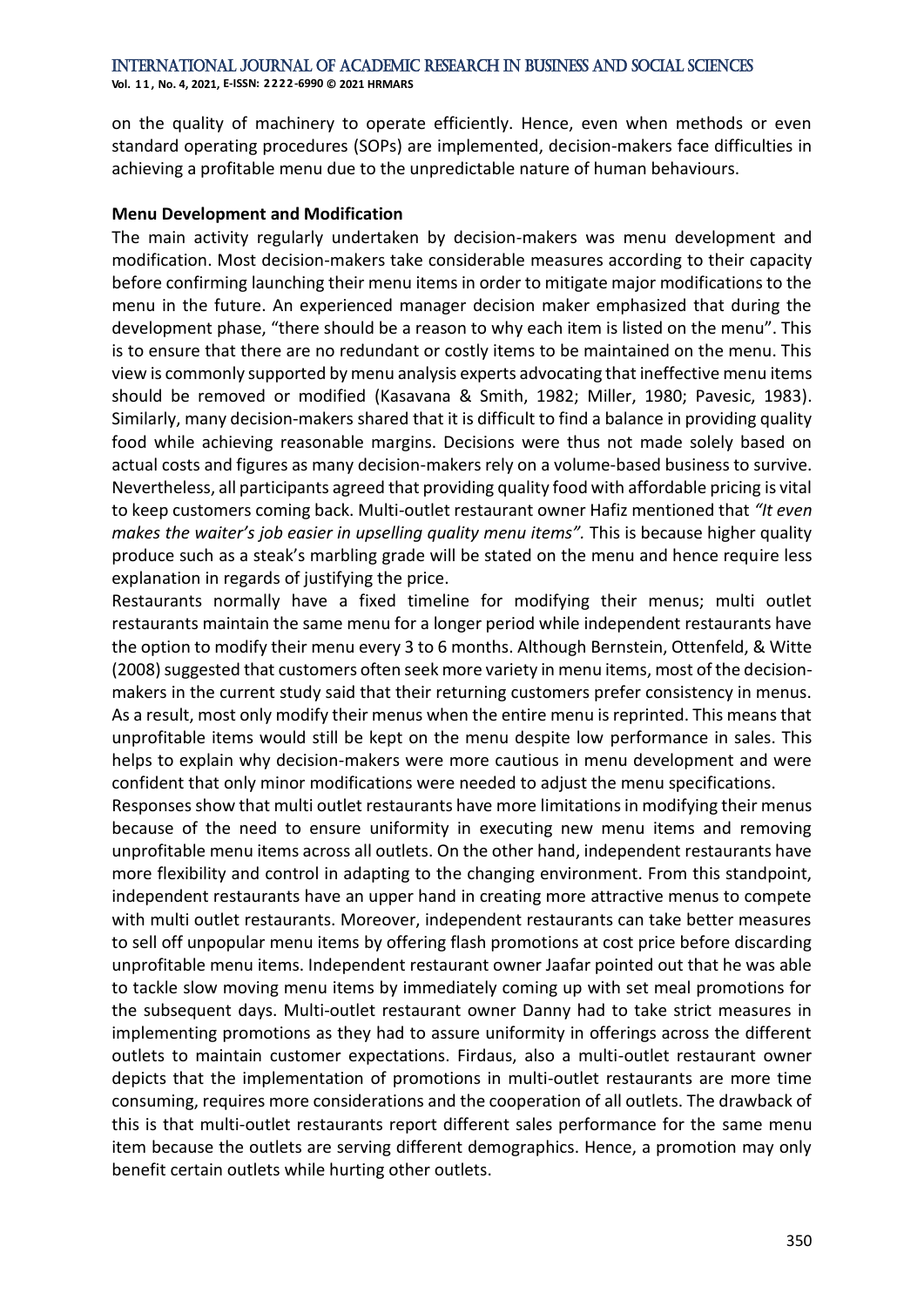on the quality of machinery to operate efficiently. Hence, even when methods or even standard operating procedures (SOPs) are implemented, decision-makers face difficulties in achieving a profitable menu due to the unpredictable nature of human behaviours.

**Menu Development and Modification**

The main activity regularly undertaken by decision-makers was menu development and modification. Most decision-makers take considerable measures according to their capacity before confirming launching their menu items in order to mitigate major modifications to the menu in the future. An experienced manager decision maker emphasized that during the development phase, "there should be a reason to why each item is listed on the menu". This is to ensure that there are no redundant or costly items to be maintained on the menu. This view is commonly supported by menu analysis experts advocating that ineffective menu items should be removed or modified (Kasavana & Smith, 1982; Miller, 1980; Pavesic, 1983). Similarly, many decision-makers shared that it is difficult to find a balance in providing quality food while achieving reasonable margins. Decisions were thus not made solely based on actual costs and figures as many decision-makers rely on a volume-based business to survive. Nevertheless, all participants agreed that providing quality food with affordable pricing is vital to keep customers coming back. Multi-outlet restaurant owner Hafiz mentioned that *"It even makes the waiter's job easier in upselling quality menu items".* This is because higher quality produce such as a steak's marbling grade will be stated on the menu and hence require less explanation in regards of justifying the price.

Restaurants normally have a fixed timeline for modifying their menus; multi outlet restaurants maintain the same menu for a longer period while independent restaurants have the option to modify their menu every 3 to 6 months. Although Bernstein, Ottenfeld, & Witte (2008) suggested that customers often seek more variety in menu items, most of the decision-makers in the current study said that their returning customers prefer consistency in menus. As a result, most only modify their menus when the entire menu is reprinted. This means that unprofitable items would still be kept on the menu despite low performance in sales. This helps to explain why decision-makers were more cautious in menu development and were confident that only minor modifications were needed to adjust the menu specifications.

Responses show that multi outlet restaurants have more limitations in modifying their menus because of the need to ensure uniformity in executing new menu items and removing unprofitable menu items across all outlets. On the other hand, independent restaurants have more flexibility and control in adapting to the changing environment. From this standpoint, independent restaurants have an upper hand in creating more attractive menus to compete with multi outlet restaurants. Moreover, independent restaurants can take better measures to sell off unpopular menu items by offering flash promotions at cost price before discarding unprofitable menu items. Independent restaurant owner Jaafar pointed out that he was able to tackle slow moving menu items by immediately coming up with set meal promotions for the subsequent days. Multi-outlet restaurant owner Danny had to take strict measures in implementing promotions as they had to assure uniformity in offerings across the different outlets to maintain customer expectations. Firdaus, also a multi-outlet restaurant owner depicts that the implementation of promotions in multi-outlet restaurants are more time consuming, requires more considerations and the cooperation of all outlets. The drawback of this is that multi-outlet restaurants report different sales performance for the same menu item because the outlets are serving different demographics. Hence, a promotion may only benefit certain outlets while hurting other outlets.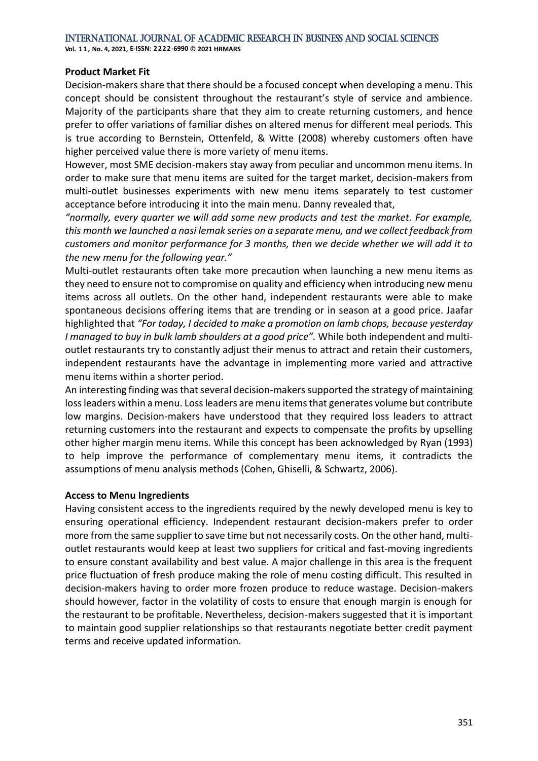**Product Market Fit**

Decision-makers share that there should be a focused concept when developing a menu. This concept should be consistent throughout the restaurant's style of service and ambience. Majority of the participants share that they aim to create returning customers, and hence prefer to offer variations of familiar dishes on altered menus for different meal periods. This is true according to Bernstein, Ottenfeld, & Witte (2008) whereby customers often have higher perceived value there is more variety of menu items.

However, most SME decision-makers stay away from peculiar and uncommon menu items. In order to make sure that menu items are suited for the target market, decision-makers from multi-outlet businesses experiments with new menu items separately to test customer acceptance before introducing it into the main menu. Danny revealed that,

*"normally, every quarter we will add some new products and test the market. For example, this month we launched a nasi lemak series on a separate menu, and we collect feedback from customers and monitor performance for 3 months, then we decide whether we will add it to the new menu for the following year."*

Multi-outlet restaurants often take more precaution when launching a new menu items as they need to ensure not to compromise on quality and efficiency when introducing new menu items across all outlets. On the other hand, independent restaurants were able to make spontaneous decisions offering items that are trending or in season at a good price. Jaafar highlighted that *"For today, I decided to make a promotion on lamb chops, because yesterday I managed to buy in bulk lamb shoulders at a good price".* While both independent and multi-outlet restaurants try to constantly adjust their menus to attract and retain their customers, independent restaurants have the advantage in implementing more varied and attractive menu items within a shorter period.

An interesting finding was that several decision-makers supported the strategy of maintaining loss leaders within a menu. Loss leaders are menu items that generates volume but contribute low margins. Decision-makers have understood that they required loss leaders to attract returning customers into the restaurant and expects to compensate the profits by upselling other higher margin menu items. While this concept has been acknowledged by Ryan (1993) to help improve the performance of complementary menu items, it contradicts the assumptions of menu analysis methods (Cohen, Ghiselli, & Schwartz, 2006).

**Access to Menu Ingredients**

Having consistent access to the ingredients required by the newly developed menu is key to ensuring operational efficiency. Independent restaurant decision-makers prefer to order more from the same supplier to save time but not necessarily costs. On the other hand, multi-outlet restaurants would keep at least two suppliers for critical and fast-moving ingredients to ensure constant availability and best value. A major challenge in this area is the frequent price fluctuation of fresh produce making the role of menu costing difficult. This resulted in decision-makers having to order more frozen produce to reduce wastage. Decision-makers should however, factor in the volatility of costs to ensure that enough margin is enough for the restaurant to be profitable. Nevertheless, decision-makers suggested that it is important to maintain good supplier relationships so that restaurants negotiate better credit payment terms and receive updated information.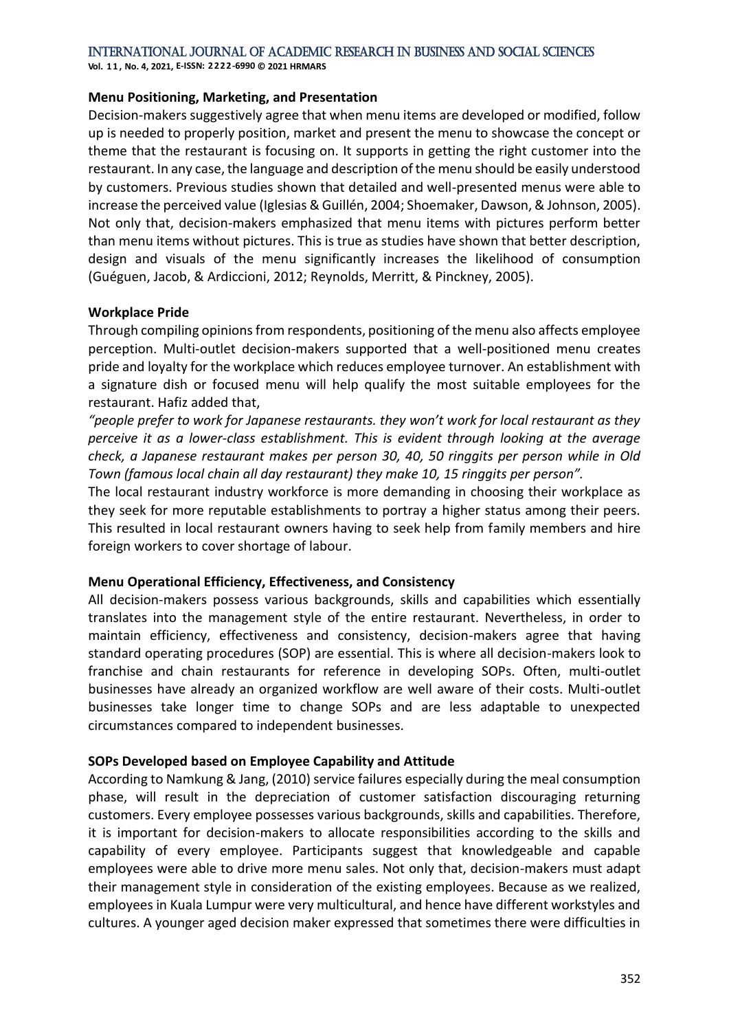**Menu Positioning, Marketing, and Presentation**

Decision-makers suggestively agree that when menu items are developed or modified, follow up is needed to properly position, market and present the menu to showcase the concept or theme that the restaurant is focusing on. It supports in getting the right customer into the restaurant. In any case, the language and description of the menu should be easily understood by customers. Previous studies shown that detailed and well-presented menus were able to increase the perceived value (Iglesias & Guillén, 2004; Shoemaker, Dawson, & Johnson, 2005). Not only that, decision-makers emphasized that menu items with pictures perform better than menu items without pictures. This is true as studies have shown that better description, design and visuals of the menu significantly increases the likelihood of consumption (Guéguen, Jacob, & Ardiccioni, 2012; Reynolds, Merritt, & Pinckney, 2005).

**Workplace Pride**

Through compiling opinions from respondents, positioning of the menu also affects employee perception. Multi-outlet decision-makers supported that a well-positioned menu creates pride and loyalty for the workplace which reduces employee turnover. An establishment with a signature dish or focused menu will help qualify the most suitable employees for the restaurant. Hafiz added that,

*"people prefer to work for Japanese restaurants. they won't work for local restaurant as they perceive it as a lower-class establishment. This is evident through looking at the average check, a Japanese restaurant makes per person 30, 40, 50 ringgits per person while in Old Town (famous local chain all day restaurant) they make 10, 15 ringgits per person".*

The local restaurant industry workforce is more demanding in choosing their workplace as they seek for more reputable establishments to portray a higher status among their peers. This resulted in local restaurant owners having to seek help from family members and hire foreign workers to cover shortage of labour.

**Menu Operational Efficiency, Effectiveness, and Consistency**

All decision-makers possess various backgrounds, skills and capabilities which essentially translates into the management style of the entire restaurant. Nevertheless, in order to maintain efficiency, effectiveness and consistency, decision-makers agree that having standard operating procedures (SOP) are essential. This is where all decision-makers look to franchise and chain restaurants for reference in developing SOPs. Often, multi-outlet businesses have already an organized workflow are well aware of their costs. Multi-outlet businesses take longer time to change SOPs and are less adaptable to unexpected circumstances compared to independent businesses.

**SOPs Developed based on Employee Capability and Attitude**

According to Namkung & Jang, (2010) service failures especially during the meal consumption phase, will result in the depreciation of customer satisfaction discouraging returning customers. Every employee possesses various backgrounds, skills and capabilities. Therefore, it is important for decision-makers to allocate responsibilities according to the skills and capability of every employee. Participants suggest that knowledgeable and capable employees were able to drive more menu sales. Not only that, decision-makers must adapt their management style in consideration of the existing employees. Because as we realized, employees in Kuala Lumpur were very multicultural, and hence have different workstyles and cultures. A younger aged decision maker expressed that sometimes there were difficulties in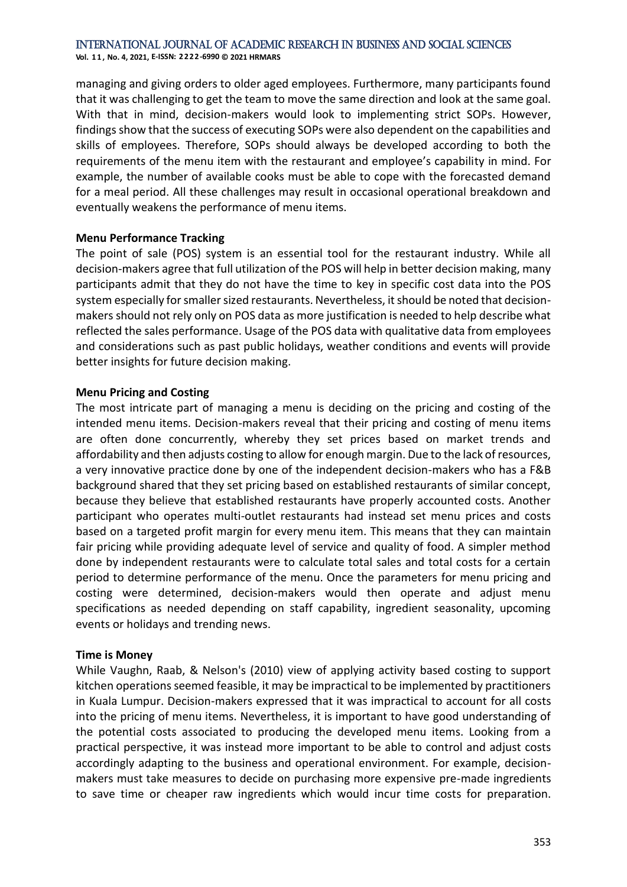managing and giving orders to older aged employees. Furthermore, many participants found that it was challenging to get the team to move the same direction and look at the same goal. With that in mind, decision-makers would look to implementing strict SOPs. However, findings show that the success of executing SOPs were also dependent on the capabilities and skills of employees. Therefore, SOPs should always be developed according to both the requirements of the menu item with the restaurant and employee's capability in mind. For example, the number of available cooks must be able to cope with the forecasted demand for a meal period. All these challenges may result in occasional operational breakdown and eventually weakens the performance of menu items.

**Menu Performance Tracking**

The point of sale (POS) system is an essential tool for the restaurant industry. While all decision-makers agree that full utilization of the POS will help in better decision making, many participants admit that they do not have the time to key in specific cost data into the POS system especially for smaller sized restaurants. Nevertheless, it should be noted that decision-makers should not rely only on POS data as more justification is needed to help describe what reflected the sales performance. Usage of the POS data with qualitative data from employees and considerations such as past public holidays, weather conditions and events will provide better insights for future decision making.

**Menu Pricing and Costing**

The most intricate part of managing a menu is deciding on the pricing and costing of the intended menu items. Decision-makers reveal that their pricing and costing of menu items are often done concurrently, whereby they set prices based on market trends and affordability and then adjusts costing to allow for enough margin. Due to the lack of resources, a very innovative practice done by one of the independent decision-makers who has a F&B background shared that they set pricing based on established restaurants of similar concept, because they believe that established restaurants have properly accounted costs. Another participant who operates multi-outlet restaurants had instead set menu prices and costs based on a targeted profit margin for every menu item. This means that they can maintain fair pricing while providing adequate level of service and quality of food. A simpler method done by independent restaurants were to calculate total sales and total costs for a certain period to determine performance of the menu. Once the parameters for menu pricing and costing were determined, decision-makers would then operate and adjust menu specifications as needed depending on staff capability, ingredient seasonality, upcoming events or holidays and trending news.

**Time is Money**

While Vaughn, Raab, & Nelson's (2010) view of applying activity based costing to support kitchen operations seemed feasible, it may be impractical to be implemented by practitioners in Kuala Lumpur. Decision-makers expressed that it was impractical to account for all costs into the pricing of menu items. Nevertheless, it is important to have good understanding of the potential costs associated to producing the developed menu items. Looking from a practical perspective, it was instead more important to be able to control and adjust costs accordingly adapting to the business and operational environment. For example, decision-makers must take measures to decide on purchasing more expensive pre-made ingredients to save time or cheaper raw ingredients which would incur time costs for preparation.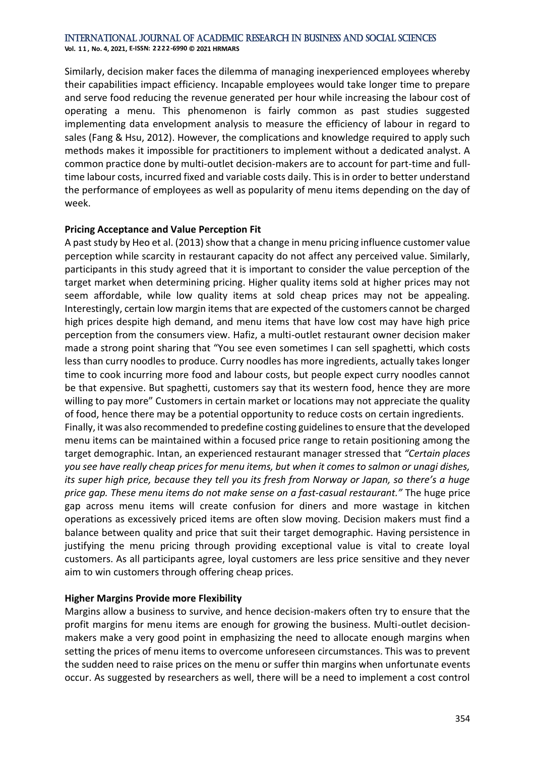Similarly, decision maker faces the dilemma of managing inexperienced employees whereby their capabilities impact efficiency. Incapable employees would take longer time to prepare and serve food reducing the revenue generated per hour while increasing the labour cost of operating a menu. This phenomenon is fairly common as past studies suggested implementing data envelopment analysis to measure the efficiency of labour in regard to sales (Fang & Hsu, 2012). However, the complications and knowledge required to apply such methods makes it impossible for practitioners to implement without a dedicated analyst. A common practice done by multi-outlet decision-makers are to account for part-time and full-time labour costs, incurred fixed and variable costs daily. This is in order to better understand the performance of employees as well as popularity of menu items depending on the day of week.

**Pricing Acceptance and Value Perception Fit**

A past study by Heo et al. (2013) show that a change in menu pricing influence customer value perception while scarcity in restaurant capacity do not affect any perceived value. Similarly, participants in this study agreed that it is important to consider the value perception of the target market when determining pricing. Higher quality items sold at higher prices may not seem affordable, while low quality items at sold cheap prices may not be appealing. Interestingly, certain low margin items that are expected of the customers cannot be charged high prices despite high demand, and menu items that have low cost may have high price perception from the consumers view. Hafiz, a multi-outlet restaurant owner decision maker made a strong point sharing that "You see even sometimes I can sell spaghetti, which costs less than curry noodles to produce. Curry noodles has more ingredients, actually takes longer time to cook incurring more food and labour costs, but people expect curry noodles cannot be that expensive. But spaghetti, customers say that its western food, hence they are more willing to pay more" Customers in certain market or locations may not appreciate the quality of food, hence there may be a potential opportunity to reduce costs on certain ingredients.

Finally, it was also recommended to predefine costing guidelines to ensure that the developed menu items can be maintained within a focused price range to retain positioning among the target demographic. Intan, an experienced restaurant manager stressed that *"Certain places you see have really cheap prices for menu items, but when it comes to salmon or unagi dishes, its super high price, because they tell you its fresh from Norway or Japan, so there's a huge price gap. These menu items do not make sense on a fast-casual restaurant."* The huge price gap across menu items will create confusion for diners and more wastage in kitchen operations as excessively priced items are often slow moving. Decision makers must find a balance between quality and price that suit their target demographic. Having persistence in justifying the menu pricing through providing exceptional value is vital to create loyal customers. As all participants agree, loyal customers are less price sensitive and they never aim to win customers through offering cheap prices.

**Higher Margins Provide more Flexibility**

Margins allow a business to survive, and hence decision-makers often try to ensure that the profit margins for menu items are enough for growing the business. Multi-outlet decision-makers make a very good point in emphasizing the need to allocate enough margins when setting the prices of menu items to overcome unforeseen circumstances. This was to prevent the sudden need to raise prices on the menu or suffer thin margins when unfortunate events occur. As suggested by researchers as well, there will be a need to implement a cost control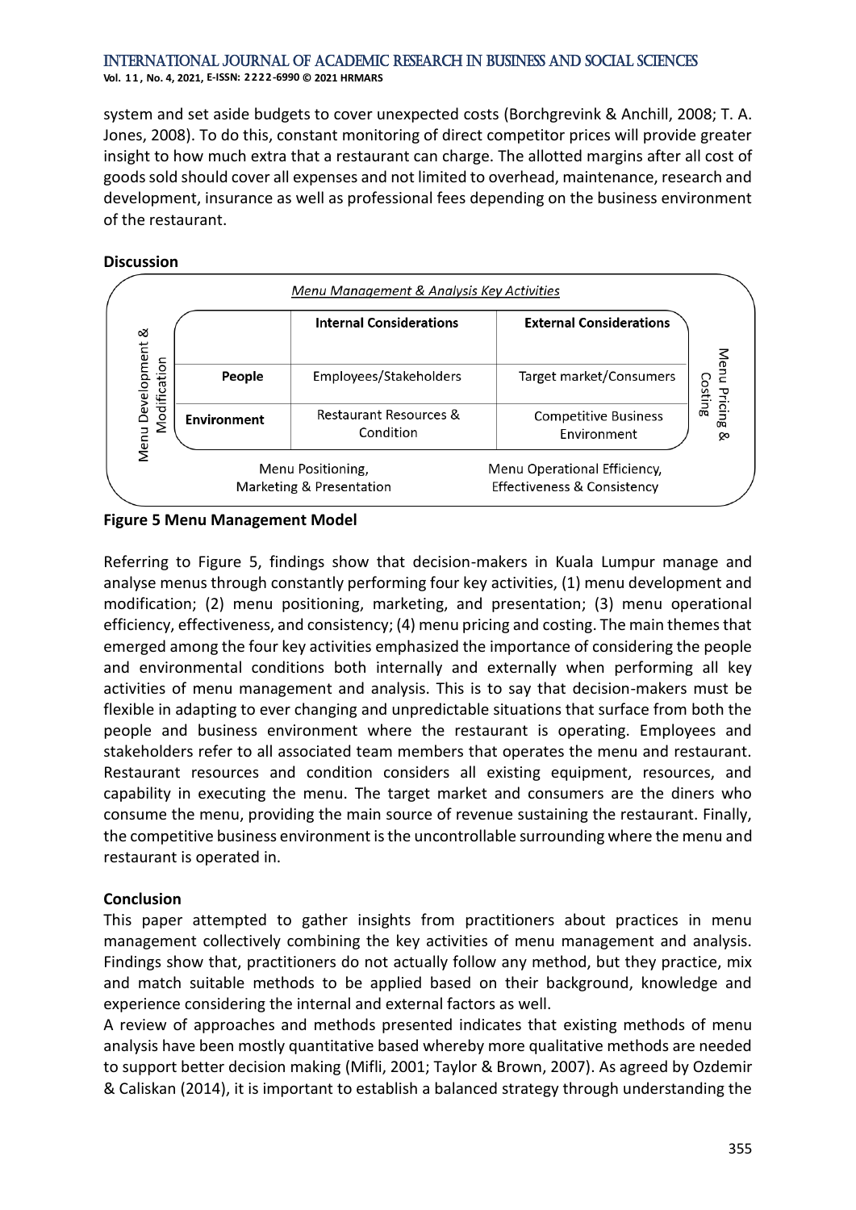system and set aside budgets to cover unexpected costs (Borchgrevink & Anchill, 2008; T. A. Jones, 2008). To do this, constant monitoring of direct competitor prices will provide greater insight to how much extra that a restaurant can charge. The allotted margins after all cost of goods sold should cover all expenses and not limited to overhead, maintenance, research and development, insurance as well as professional fees depending on the business environment of the restaurant.

**Discussion**

*Menu Management & Analysis Key Activities*

| | Internal Considerations | External Considerations |
|---|---|---|
| **People** | Employees/Stakeholders | Target market/Consumers |
| **Environment** | Restaurant Resources & Condition | Competitive Business Environment |

Menu Development & Modification; Menu Positioning, Marketing & Presentation; Menu Operational Efficiency, Effectiveness & Consistency; Menu Pricing & Costing

**Figure 5 Menu Management Model**

Referring to Figure 5, findings show that decision-makers in Kuala Lumpur manage and analyse menus through constantly performing four key activities, (1) menu development and modification; (2) menu positioning, marketing, and presentation; (3) menu operational efficiency, effectiveness, and consistency; (4) menu pricing and costing. The main themes that emerged among the four key activities emphasized the importance of considering the people and environmental conditions both internally and externally when performing all key activities of menu management and analysis. This is to say that decision-makers must be flexible in adapting to ever changing and unpredictable situations that surface from both the people and business environment where the restaurant is operating. Employees and stakeholders refer to all associated team members that operates the menu and restaurant. Restaurant resources and condition considers all existing equipment, resources, and capability in executing the menu. The target market and consumers are the diners who consume the menu, providing the main source of revenue sustaining the restaurant. Finally, the competitive business environment is the uncontrollable surrounding where the menu and restaurant is operated in.

**Conclusion**

This paper attempted to gather insights from practitioners about practices in menu management collectively combining the key activities of menu management and analysis. Findings show that, practitioners do not actually follow any method, but they practice, mix and match suitable methods to be applied based on their background, knowledge and experience considering the internal and external factors as well.

A review of approaches and methods presented indicates that existing methods of menu analysis have been mostly quantitative based whereby more qualitative methods are needed to support better decision making (Mifli, 2001; Taylor & Brown, 2007). As agreed by Ozdemir & Caliskan (2014), it is important to establish a balanced strategy through understanding the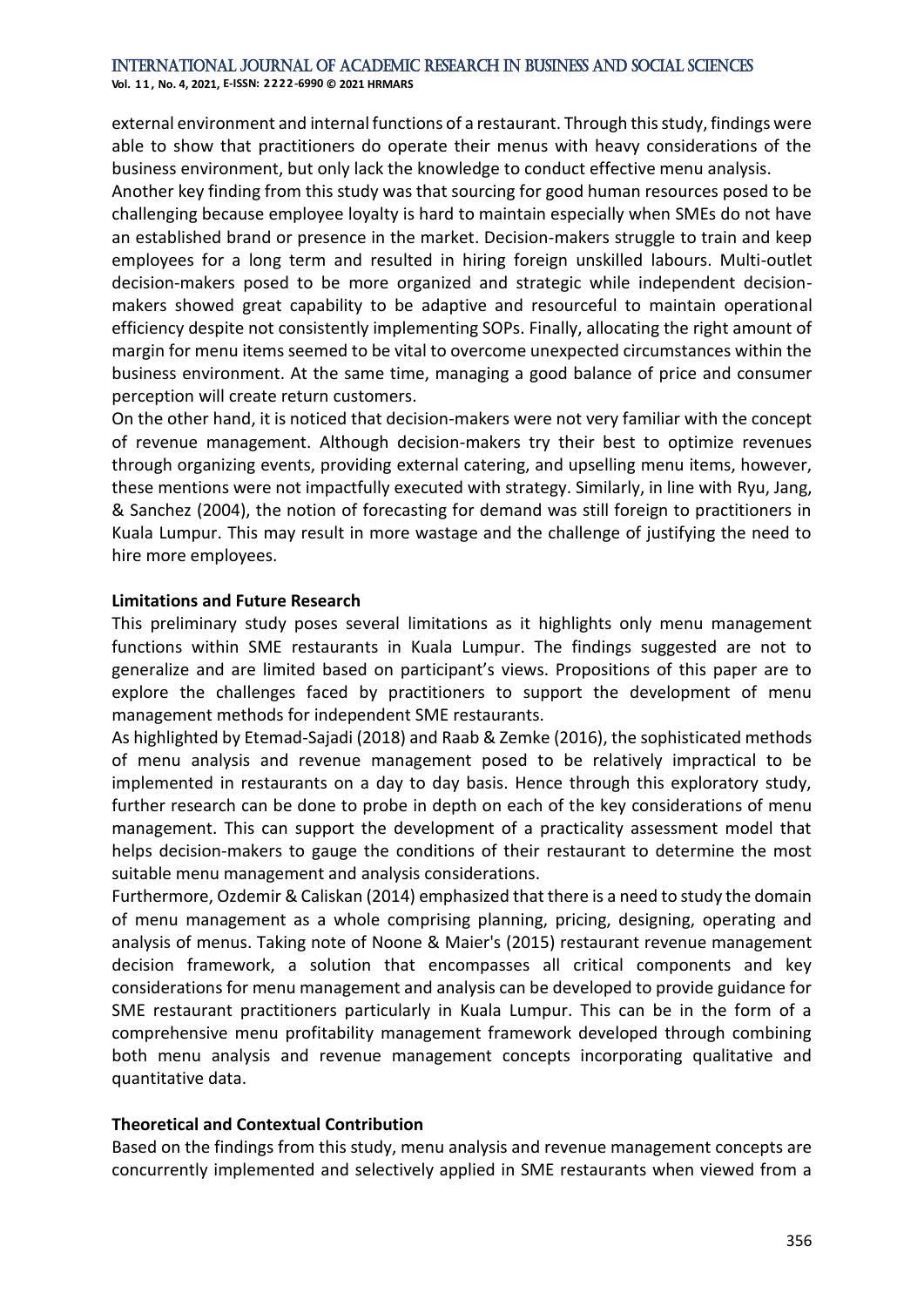external environment and internal functions of a restaurant. Through this study, findings were able to show that practitioners do operate their menus with heavy considerations of the business environment, but only lack the knowledge to conduct effective menu analysis.

Another key finding from this study was that sourcing for good human resources posed to be challenging because employee loyalty is hard to maintain especially when SMEs do not have an established brand or presence in the market. Decision-makers struggle to train and keep employees for a long term and resulted in hiring foreign unskilled labours. Multi-outlet decision-makers posed to be more organized and strategic while independent decision-makers showed great capability to be adaptive and resourceful to maintain operational efficiency despite not consistently implementing SOPs. Finally, allocating the right amount of margin for menu items seemed to be vital to overcome unexpected circumstances within the business environment. At the same time, managing a good balance of price and consumer perception will create return customers.

On the other hand, it is noticed that decision-makers were not very familiar with the concept of revenue management. Although decision-makers try their best to optimize revenues through organizing events, providing external catering, and upselling menu items, however, these mentions were not impactfully executed with strategy. Similarly, in line with Ryu, Jang, & Sanchez (2004), the notion of forecasting for demand was still foreign to practitioners in Kuala Lumpur. This may result in more wastage and the challenge of justifying the need to hire more employees.

**Limitations and Future Research**

This preliminary study poses several limitations as it highlights only menu management functions within SME restaurants in Kuala Lumpur. The findings suggested are not to generalize and are limited based on participant's views. Propositions of this paper are to explore the challenges faced by practitioners to support the development of menu management methods for independent SME restaurants.

As highlighted by Etemad-Sajadi (2018) and Raab & Zemke (2016), the sophisticated methods of menu analysis and revenue management posed to be relatively impractical to be implemented in restaurants on a day to day basis. Hence through this exploratory study, further research can be done to probe in depth on each of the key considerations of menu management. This can support the development of a practicality assessment model that helps decision-makers to gauge the conditions of their restaurant to determine the most suitable menu management and analysis considerations.

Furthermore, Ozdemir & Caliskan (2014) emphasized that there is a need to study the domain of menu management as a whole comprising planning, pricing, designing, operating and analysis of menus. Taking note of Noone & Maier's (2015) restaurant revenue management decision framework, a solution that encompasses all critical components and key considerations for menu management and analysis can be developed to provide guidance for SME restaurant practitioners particularly in Kuala Lumpur. This can be in the form of a comprehensive menu profitability management framework developed through combining both menu analysis and revenue management concepts incorporating qualitative and quantitative data.

**Theoretical and Contextual Contribution**

Based on the findings from this study, menu analysis and revenue management concepts are concurrently implemented and selectively applied in SME restaurants when viewed from a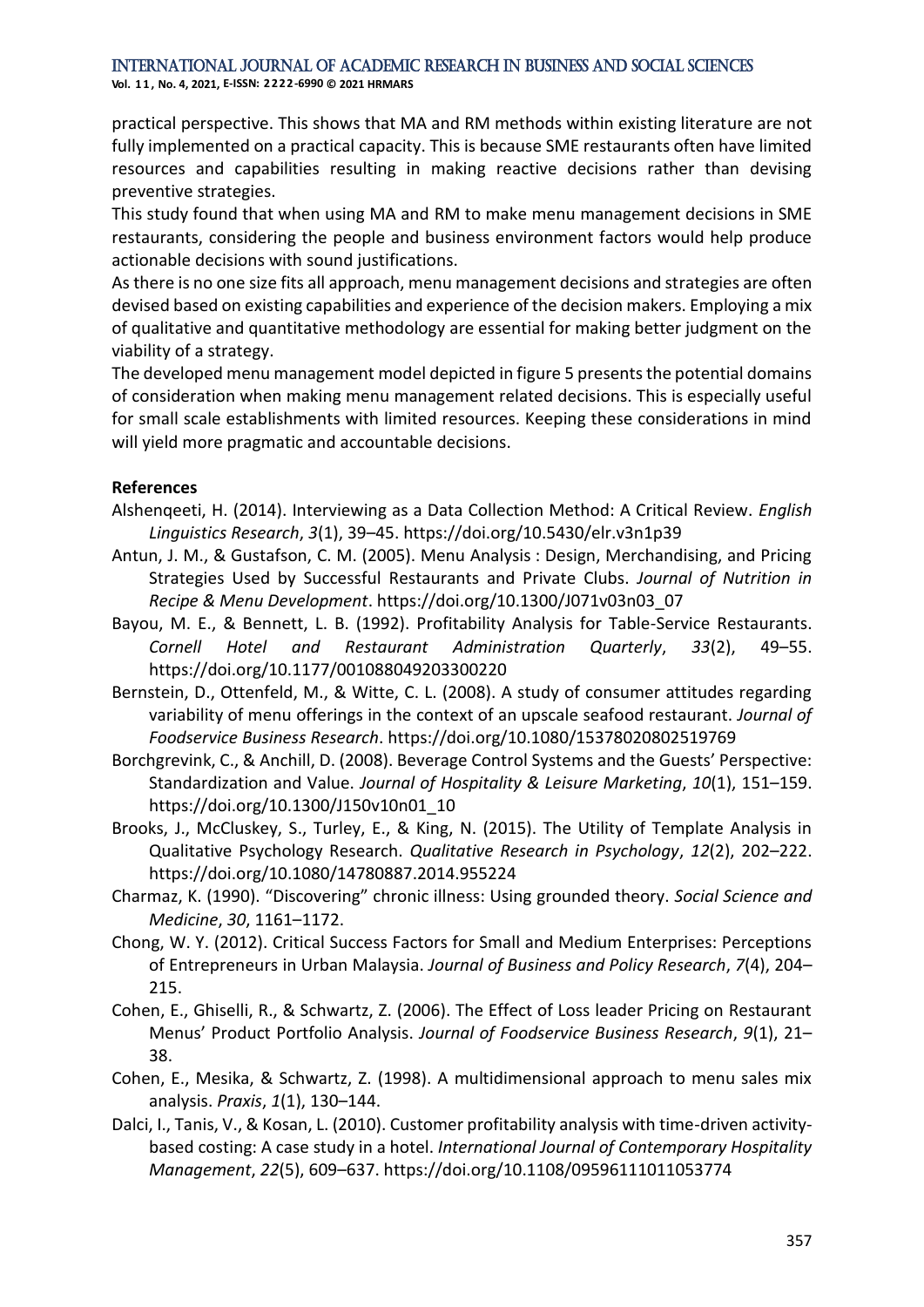practical perspective. This shows that MA and RM methods within existing literature are not fully implemented on a practical capacity. This is because SME restaurants often have limited resources and capabilities resulting in making reactive decisions rather than devising preventive strategies.

This study found that when using MA and RM to make menu management decisions in SME restaurants, considering the people and business environment factors would help produce actionable decisions with sound justifications.

As there is no one size fits all approach, menu management decisions and strategies are often devised based on existing capabilities and experience of the decision makers. Employing a mix of qualitative and quantitative methodology are essential for making better judgment on the viability of a strategy.

The developed menu management model depicted in figure 5 presents the potential domains of consideration when making menu management related decisions. This is especially useful for small scale establishments with limited resources. Keeping these considerations in mind will yield more pragmatic and accountable decisions.

## References

Alshenqeeti, H. (2014). Interviewing as a Data Collection Method: A Critical Review. *English Linguistics Research*, *3*(1), 39–45. https://doi.org/10.5430/elr.v3n1p39

Antun, J. M., & Gustafson, C. M. (2005). Menu Analysis : Design, Merchandising, and Pricing Strategies Used by Successful Restaurants and Private Clubs. *Journal of Nutrition in Recipe & Menu Development*. https://doi.org/10.1300/J071v03n03_07

Bayou, M. E., & Bennett, L. B. (1992). Profitability Analysis for Table-Service Restaurants. *Cornell Hotel and Restaurant Administration Quarterly*, *33*(2), 49–55. https://doi.org/10.1177/001088049203300220

Bernstein, D., Ottenfeld, M., & Witte, C. L. (2008). A study of consumer attitudes regarding variability of menu offerings in the context of an upscale seafood restaurant. *Journal of Foodservice Business Research*. https://doi.org/10.1080/15378020802519769

Borchgrevink, C., & Anchill, D. (2008). Beverage Control Systems and the Guests' Perspective: Standardization and Value. *Journal of Hospitality & Leisure Marketing*, *10*(1), 151–159. https://doi.org/10.1300/J150v10n01_10

Brooks, J., McCluskey, S., Turley, E., & King, N. (2015). The Utility of Template Analysis in Qualitative Psychology Research. *Qualitative Research in Psychology*, *12*(2), 202–222. https://doi.org/10.1080/14780887.2014.955224

Charmaz, K. (1990). "Discovering" chronic illness: Using grounded theory. *Social Science and Medicine*, *30*, 1161–1172.

Chong, W. Y. (2012). Critical Success Factors for Small and Medium Enterprises: Perceptions of Entrepreneurs in Urban Malaysia. *Journal of Business and Policy Research*, *7*(4), 204–215.

Cohen, E., Ghiselli, R., & Schwartz, Z. (2006). The Effect of Loss leader Pricing on Restaurant Menus' Product Portfolio Analysis. *Journal of Foodservice Business Research*, *9*(1), 21–38.

Cohen, E., Mesika, & Schwartz, Z. (1998). A multidimensional approach to menu sales mix analysis. *Praxis*, *1*(1), 130–144.

Dalci, I., Tanis, V., & Kosan, L. (2010). Customer profitability analysis with time-driven activity-based costing: A case study in a hotel. *International Journal of Contemporary Hospitality Management*, *22*(5), 609–637. https://doi.org/10.1108/09596111011053774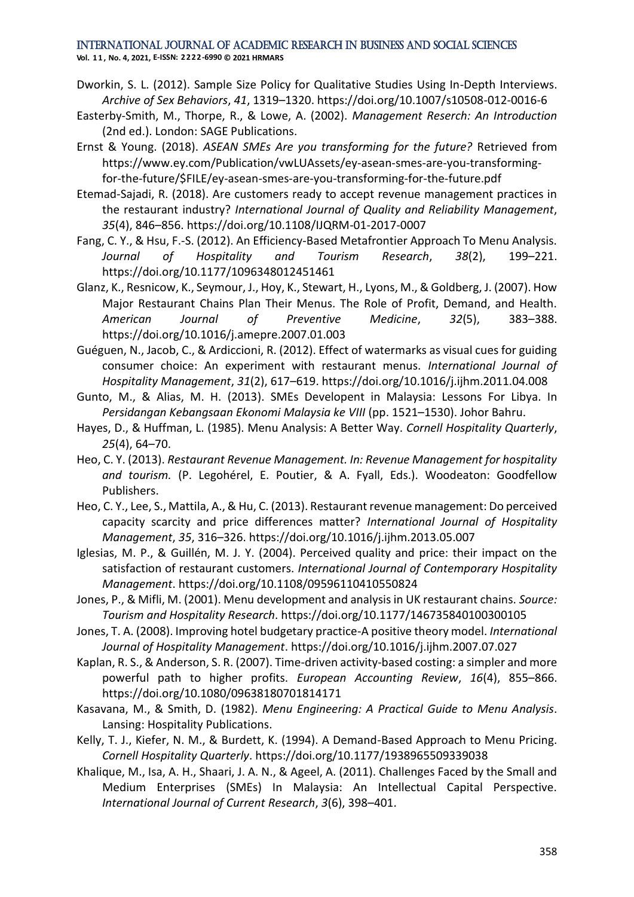Dworkin, S. L. (2012). Sample Size Policy for Qualitative Studies Using In-Depth Interviews. *Archive of Sex Behaviors*, *41*, 1319–1320. https://doi.org/10.1007/s10508-012-0016-6

Easterby-Smith, M., Thorpe, R., & Lowe, A. (2002). *Management Reserch: An Introduction* (2nd ed.). London: SAGE Publications.

Ernst & Young. (2018). *ASEAN SMEs Are you transforming for the future?* Retrieved from https://www.ey.com/Publication/vwLUAssets/ey-asean-smes-are-you-transforming-for-the-future/$FILE/ey-asean-smes-are-you-transforming-for-the-future.pdf

Etemad-Sajadi, R. (2018). Are customers ready to accept revenue management practices in the restaurant industry? *International Journal of Quality and Reliability Management*, *35*(4), 846–856. https://doi.org/10.1108/IJQRM-01-2017-0007

Fang, C. Y., & Hsu, F.-S. (2012). An Efficiency-Based Metafrontier Approach To Menu Analysis. *Journal of Hospitality and Tourism Research*, *38*(2), 199–221. https://doi.org/10.1177/1096348012451461

Glanz, K., Resnicow, K., Seymour, J., Hoy, K., Stewart, H., Lyons, M., & Goldberg, J. (2007). How Major Restaurant Chains Plan Their Menus. The Role of Profit, Demand, and Health. *American Journal of Preventive Medicine*, *32*(5), 383–388. https://doi.org/10.1016/j.amepre.2007.01.003

Guéguen, N., Jacob, C., & Ardiccioni, R. (2012). Effect of watermarks as visual cues for guiding consumer choice: An experiment with restaurant menus. *International Journal of Hospitality Management*, *31*(2), 617–619. https://doi.org/10.1016/j.ijhm.2011.04.008

Gunto, M., & Alias, M. H. (2013). SMEs Developent in Malaysia: Lessons For Libya. In *Persidangan Kebangsaan Ekonomi Malaysia ke VIII* (pp. 1521–1530). Johor Bahru.

Hayes, D., & Huffman, L. (1985). Menu Analysis: A Better Way. *Cornell Hospitality Quarterly*, *25*(4), 64–70.

Heo, C. Y. (2013). *Restaurant Revenue Management. In: Revenue Management for hospitality and tourism.* (P. Legohérel, E. Poutier, & A. Fyall, Eds.). Woodeaton: Goodfellow Publishers.

Heo, C. Y., Lee, S., Mattila, A., & Hu, C. (2013). Restaurant revenue management: Do perceived capacity scarcity and price differences matter? *International Journal of Hospitality Management*, *35*, 316–326. https://doi.org/10.1016/j.ijhm.2013.05.007

Iglesias, M. P., & Guillén, M. J. Y. (2004). Perceived quality and price: their impact on the satisfaction of restaurant customers. *International Journal of Contemporary Hospitality Management*. https://doi.org/10.1108/09596110410550824

Jones, P., & Mifli, M. (2001). Menu development and analysis in UK restaurant chains. *Source: Tourism and Hospitality Research*. https://doi.org/10.1177/146735840100300105

Jones, T. A. (2008). Improving hotel budgetary practice-A positive theory model. *International Journal of Hospitality Management*. https://doi.org/10.1016/j.ijhm.2007.07.027

Kaplan, R. S., & Anderson, S. R. (2007). Time-driven activity-based costing: a simpler and more powerful path to higher profits. *European Accounting Review*, *16*(4), 855–866. https://doi.org/10.1080/09638180701814171

Kasavana, M., & Smith, D. (1982). *Menu Engineering: A Practical Guide to Menu Analysis*. Lansing: Hospitality Publications.

Kelly, T. J., Kiefer, N. M., & Burdett, K. (1994). A Demand-Based Approach to Menu Pricing. *Cornell Hospitality Quarterly*. https://doi.org/10.1177/1938965509339038

Khalique, M., Isa, A. H., Shaari, J. A. N., & Ageel, A. (2011). Challenges Faced by the Small and Medium Enterprises (SMEs) In Malaysia: An Intellectual Capital Perspective. *International Journal of Current Research*, *3*(6), 398–401.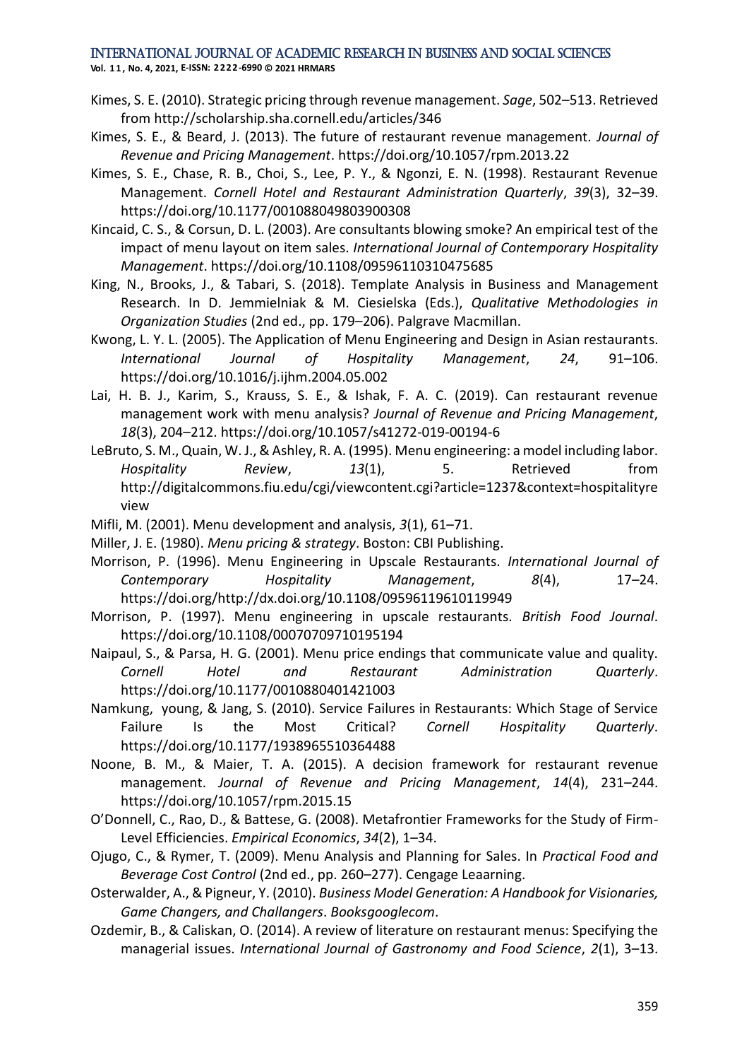Kimes, S. E. (2010). Strategic pricing through revenue management. *Sage*, 502–513. Retrieved from http://scholarship.sha.cornell.edu/articles/346

Kimes, S. E., & Beard, J. (2013). The future of restaurant revenue management. *Journal of Revenue and Pricing Management*. https://doi.org/10.1057/rpm.2013.22

Kimes, S. E., Chase, R. B., Choi, S., Lee, P. Y., & Ngonzi, E. N. (1998). Restaurant Revenue Management. *Cornell Hotel and Restaurant Administration Quarterly*, *39*(3), 32–39. https://doi.org/10.1177/001088049803900308

Kincaid, C. S., & Corsun, D. L. (2003). Are consultants blowing smoke? An empirical test of the impact of menu layout on item sales. *International Journal of Contemporary Hospitality Management*. https://doi.org/10.1108/09596110310475685

King, N., Brooks, J., & Tabari, S. (2018). Template Analysis in Business and Management Research. In D. Jemmielniak & M. Ciesielska (Eds.), *Qualitative Methodologies in Organization Studies* (2nd ed., pp. 179–206). Palgrave Macmillan.

Kwong, L. Y. L. (2005). The Application of Menu Engineering and Design in Asian restaurants. *International Journal of Hospitality Management*, *24*, 91–106. https://doi.org/10.1016/j.ijhm.2004.05.002

Lai, H. B. J., Karim, S., Krauss, S. E., & Ishak, F. A. C. (2019). Can restaurant revenue management work with menu analysis? *Journal of Revenue and Pricing Management*, *18*(3), 204–212. https://doi.org/10.1057/s41272-019-00194-6

LeBruto, S. M., Quain, W. J., & Ashley, R. A. (1995). Menu engineering: a model including labor. *Hospitality Review*, *13*(1), 5. Retrieved from http://digitalcommons.fiu.edu/cgi/viewcontent.cgi?article=1237&context=hospitalityreview

Mifli, M. (2001). Menu development and analysis, *3*(1), 61–71.

Miller, J. E. (1980). *Menu pricing & strategy*. Boston: CBI Publishing.

Morrison, P. (1996). Menu Engineering in Upscale Restaurants. *International Journal of Contemporary Hospitality Management*, *8*(4), 17–24. https://doi.org/http://dx.doi.org/10.1108/09596119610119949

Morrison, P. (1997). Menu engineering in upscale restaurants. *British Food Journal*. https://doi.org/10.1108/00070709710195194

Naipaul, S., & Parsa, H. G. (2001). Menu price endings that communicate value and quality. *Cornell Hotel and Restaurant Administration Quarterly*. https://doi.org/10.1177/0010880401421003

Namkung, young, & Jang, S. (2010). Service Failures in Restaurants: Which Stage of Service Failure Is the Most Critical? *Cornell Hospitality Quarterly*. https://doi.org/10.1177/1938965510364488

Noone, B. M., & Maier, T. A. (2015). A decision framework for restaurant revenue management. *Journal of Revenue and Pricing Management*, *14*(4), 231–244. https://doi.org/10.1057/rpm.2015.15

O'Donnell, C., Rao, D., & Battese, G. (2008). Metafrontier Frameworks for the Study of Firm-Level Efficiencies. *Empirical Economics*, *34*(2), 1–34.

Ojugo, C., & Rymer, T. (2009). Menu Analysis and Planning for Sales. In *Practical Food and Beverage Cost Control* (2nd ed., pp. 260–277). Cengage Leaarning.

Osterwalder, A., & Pigneur, Y. (2010). *Business Model Generation: A Handbook for Visionaries, Game Changers, and Challangers*. *Booksgooglecom*.

Ozdemir, B., & Caliskan, O. (2014). A review of literature on restaurant menus: Specifying the managerial issues. *International Journal of Gastronomy and Food Science*, *2*(1), 3–13.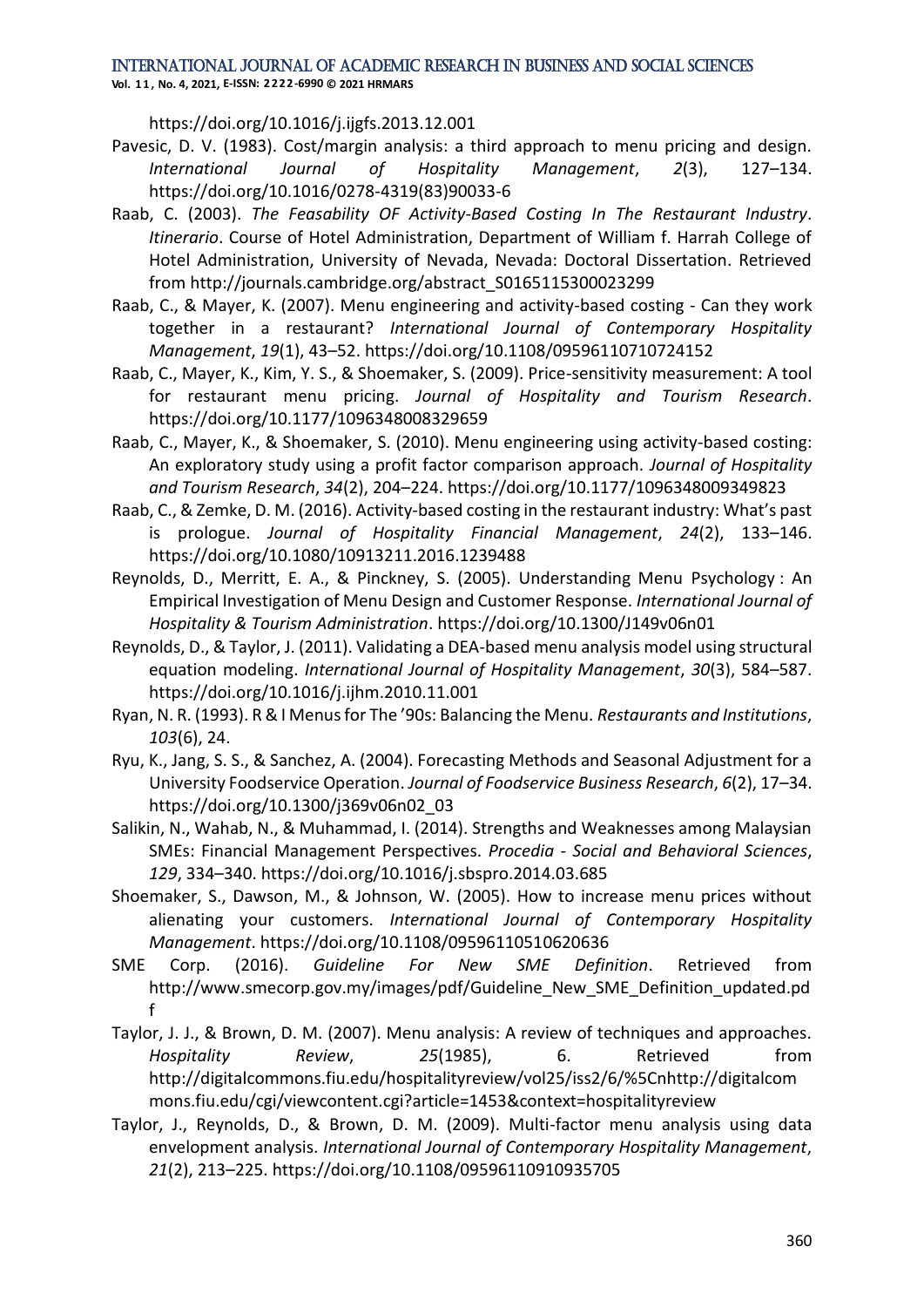https://doi.org/10.1016/j.ijgfs.2013.12.001

Pavesic, D. V. (1983). Cost/margin analysis: a third approach to menu pricing and design. *International Journal of Hospitality Management*, *2*(3), 127–134. https://doi.org/10.1016/0278-4319(83)90033-6

Raab, C. (2003). *The Feasability OF Activity-Based Costing In The Restaurant Industry*. *Itinerario*. Course of Hotel Administration, Department of William f. Harrah College of Hotel Administration, University of Nevada, Nevada: Doctoral Dissertation. Retrieved from http://journals.cambridge.org/abstract_S0165115300023299

Raab, C., & Mayer, K. (2007). Menu engineering and activity-based costing - Can they work together in a restaurant? *International Journal of Contemporary Hospitality Management*, *19*(1), 43–52. https://doi.org/10.1108/09596110710724152

Raab, C., Mayer, K., Kim, Y. S., & Shoemaker, S. (2009). Price-sensitivity measurement: A tool for restaurant menu pricing. *Journal of Hospitality and Tourism Research*. https://doi.org/10.1177/1096348008329659

Raab, C., Mayer, K., & Shoemaker, S. (2010). Menu engineering using activity-based costing: An exploratory study using a profit factor comparison approach. *Journal of Hospitality and Tourism Research*, *34*(2), 204–224. https://doi.org/10.1177/1096348009349823

Raab, C., & Zemke, D. M. (2016). Activity-based costing in the restaurant industry: What's past is prologue. *Journal of Hospitality Financial Management*, *24*(2), 133–146. https://doi.org/10.1080/10913211.2016.1239488

Reynolds, D., Merritt, E. A., & Pinckney, S. (2005). Understanding Menu Psychology : An Empirical Investigation of Menu Design and Customer Response. *International Journal of Hospitality & Tourism Administration*. https://doi.org/10.1300/J149v06n01

Reynolds, D., & Taylor, J. (2011). Validating a DEA-based menu analysis model using structural equation modeling. *International Journal of Hospitality Management*, *30*(3), 584–587. https://doi.org/10.1016/j.ijhm.2010.11.001

Ryan, N. R. (1993). R & I Menus for The '90s: Balancing the Menu. *Restaurants and Institutions*, *103*(6), 24.

Ryu, K., Jang, S. S., & Sanchez, A. (2004). Forecasting Methods and Seasonal Adjustment for a University Foodservice Operation. *Journal of Foodservice Business Research*, *6*(2), 17–34. https://doi.org/10.1300/j369v06n02_03

Salikin, N., Wahab, N., & Muhammad, I. (2014). Strengths and Weaknesses among Malaysian SMEs: Financial Management Perspectives. *Procedia - Social and Behavioral Sciences*, *129*, 334–340. https://doi.org/10.1016/j.sbspro.2014.03.685

Shoemaker, S., Dawson, M., & Johnson, W. (2005). How to increase menu prices without alienating your customers. *International Journal of Contemporary Hospitality Management*. https://doi.org/10.1108/09596110510620636

SME Corp. (2016). *Guideline For New SME Definition*. Retrieved from http://www.smecorp.gov.my/images/pdf/Guideline_New_SME_Definition_updated.pdf

Taylor, J. J., & Brown, D. M. (2007). Menu analysis: A review of techniques and approaches. *Hospitality Review*, *25*(1985), 6. Retrieved from http://digitalcommons.fiu.edu/hospitalityreview/vol25/iss2/6/%5Cnhttp://digitalcommons.fiu.edu/cgi/viewcontent.cgi?article=1453&context=hospitalityreview

Taylor, J., Reynolds, D., & Brown, D. M. (2009). Multi-factor menu analysis using data envelopment analysis. *International Journal of Contemporary Hospitality Management*, *21*(2), 213–225. https://doi.org/10.1108/09596110910935705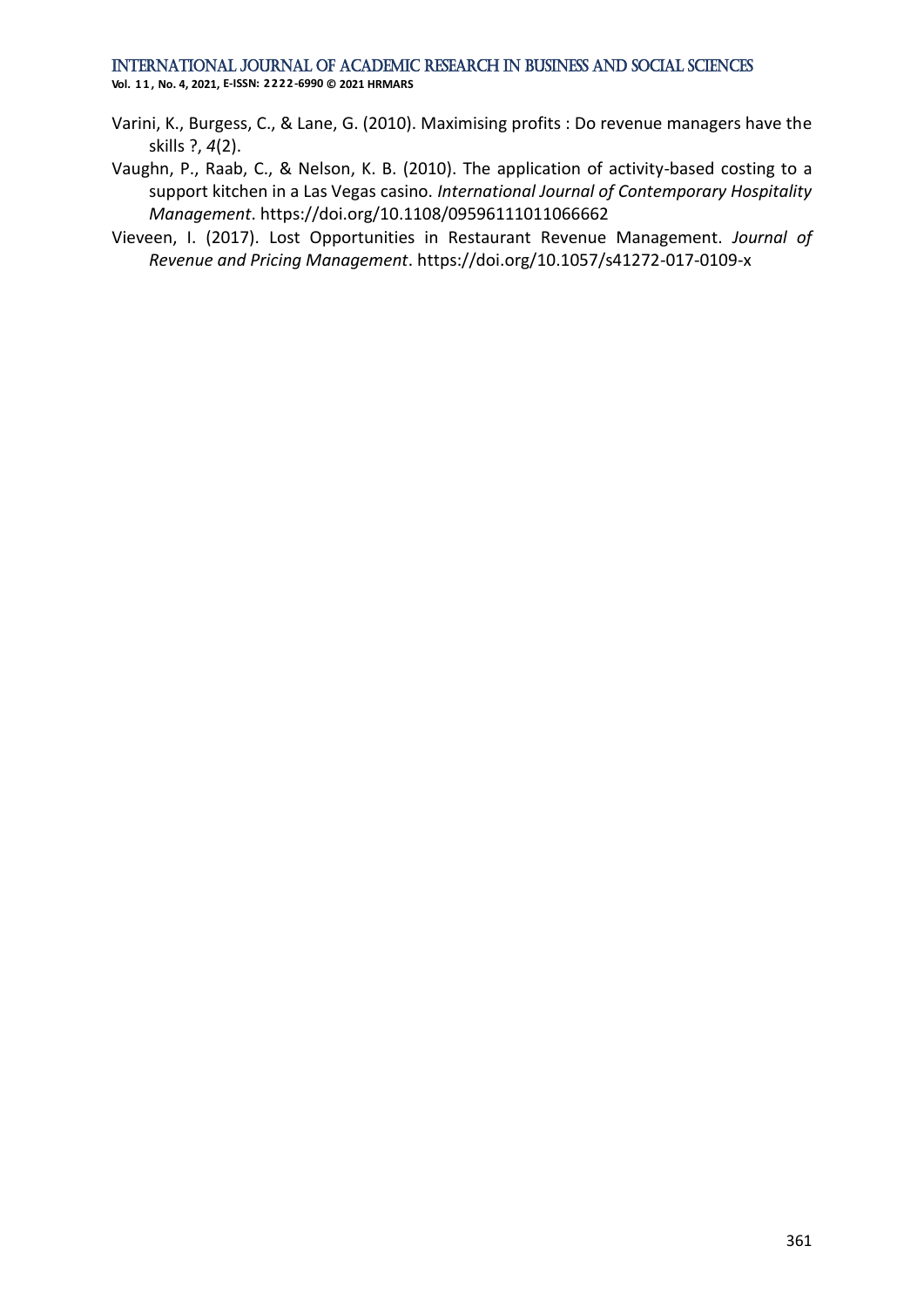Varini, K., Burgess, C., & Lane, G. (2010). Maximising profits : Do revenue managers have the skills ?, *4*(2).

Vaughn, P., Raab, C., & Nelson, K. B. (2010). The application of activity-based costing to a support kitchen in a Las Vegas casino. *International Journal of Contemporary Hospitality Management*. https://doi.org/10.1108/09596111011066662

Vieveen, I. (2017). Lost Opportunities in Restaurant Revenue Management. *Journal of Revenue and Pricing Management*. https://doi.org/10.1057/s41272-017-0109-x